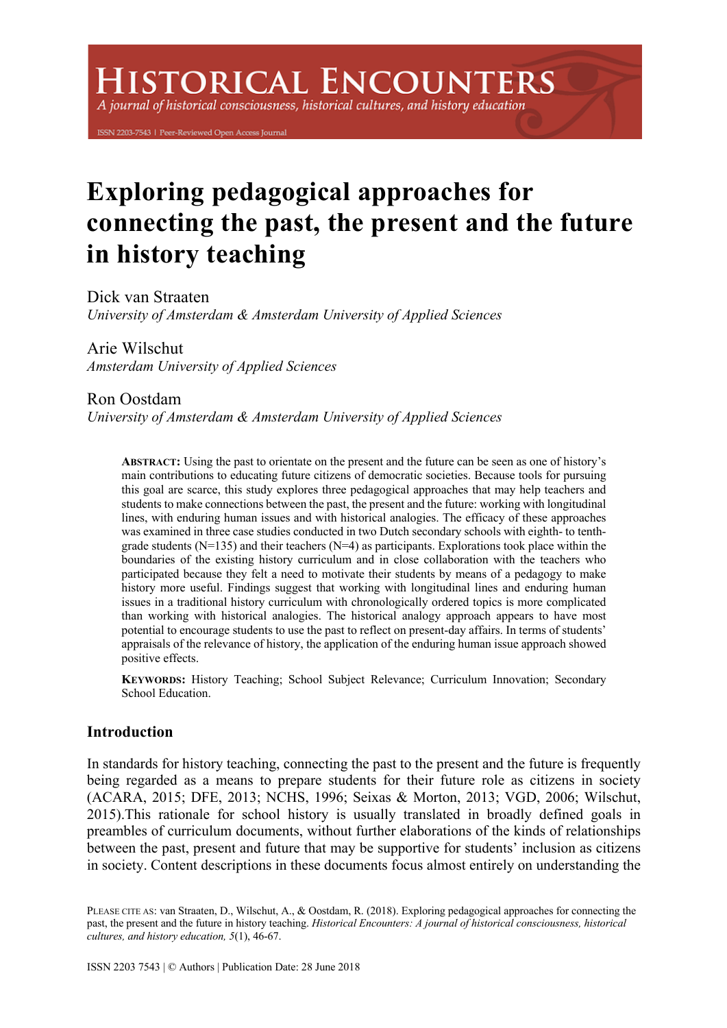# Exploring pedagogical approaches for connecting the past, the present and the future in history teaching

Dick van Straaten
*University of Amsterdam & Amsterdam University of Applied Sciences*

Arie Wilschut
*Amsterdam University of Applied Sciences*

Ron Oostdam
*University of Amsterdam & Amsterdam University of Applied Sciences*

**ABSTRACT:** Using the past to orientate on the present and the future can be seen as one of history's main contributions to educating future citizens of democratic societies. Because tools for pursuing this goal are scarce, this study explores three pedagogical approaches that may help teachers and students to make connections between the past, the present and the future: working with longitudinal lines, with enduring human issues and with historical analogies. The efficacy of these approaches was examined in three case studies conducted in two Dutch secondary schools with eighth- to tenth-grade students (N=135) and their teachers (N=4) as participants. Explorations took place within the boundaries of the existing history curriculum and in close collaboration with the teachers who participated because they felt a need to motivate their students by means of a pedagogy to make history more useful. Findings suggest that working with longitudinal lines and enduring human issues in a traditional history curriculum with chronologically ordered topics is more complicated than working with historical analogies. The historical analogy approach appears to have most potential to encourage students to use the past to reflect on present-day affairs. In terms of students' appraisals of the relevance of history, the application of the enduring human issue approach showed positive effects.

**KEYWORDS:** History Teaching; School Subject Relevance; Curriculum Innovation; Secondary School Education.

## Introduction

In standards for history teaching, connecting the past to the present and the future is frequently being regarded as a means to prepare students for their future role as citizens in society (ACARA, 2015; DFE, 2013; NCHS, 1996; Seixas & Morton, 2013; VGD, 2006; Wilschut, 2015).This rationale for school history is usually translated in broadly defined goals in preambles of curriculum documents, without further elaborations of the kinds of relationships between the past, present and future that may be supportive for students' inclusion as citizens in society. Content descriptions in these documents focus almost entirely on understanding the

PLEASE CITE AS: van Straaten, D., Wilschut, A., & Oostdam, R. (2018). Exploring pedagogical approaches for connecting the past, the present and the future in history teaching. *Historical Encounters: A journal of historical consciousness, historical cultures, and history education, 5*(1), 46-67.

ISSN 2203 7543 | © Authors | Publication Date: 28 June 2018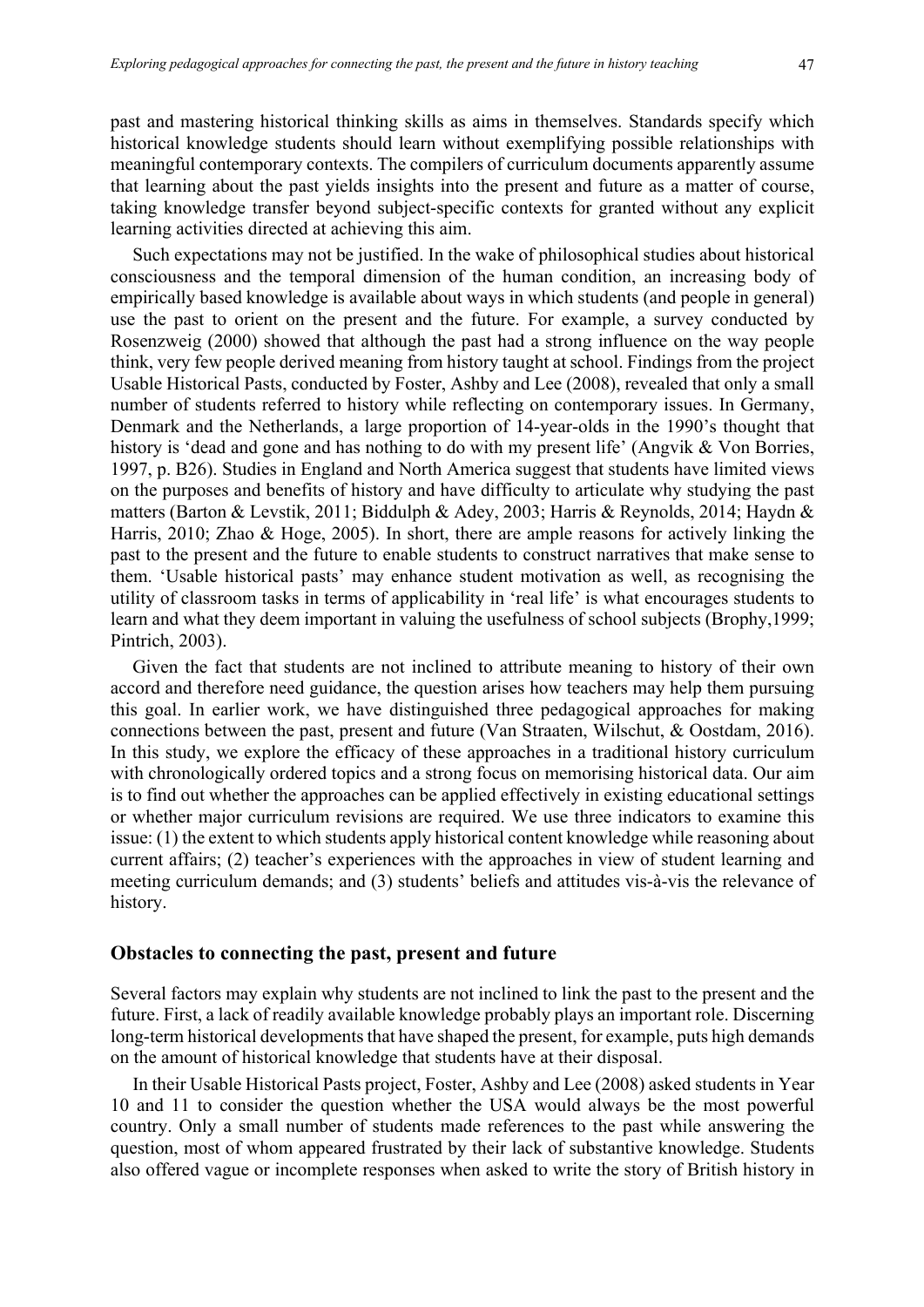past and mastering historical thinking skills as aims in themselves. Standards specify which historical knowledge students should learn without exemplifying possible relationships with meaningful contemporary contexts. The compilers of curriculum documents apparently assume that learning about the past yields insights into the present and future as a matter of course, taking knowledge transfer beyond subject-specific contexts for granted without any explicit learning activities directed at achieving this aim.

Such expectations may not be justified. In the wake of philosophical studies about historical consciousness and the temporal dimension of the human condition, an increasing body of empirically based knowledge is available about ways in which students (and people in general) use the past to orient on the present and the future. For example, a survey conducted by Rosenzweig (2000) showed that although the past had a strong influence on the way people think, very few people derived meaning from history taught at school. Findings from the project Usable Historical Pasts, conducted by Foster, Ashby and Lee (2008), revealed that only a small number of students referred to history while reflecting on contemporary issues. In Germany, Denmark and the Netherlands, a large proportion of 14-year-olds in the 1990's thought that history is 'dead and gone and has nothing to do with my present life' (Angvik & Von Borries, 1997, p. B26). Studies in England and North America suggest that students have limited views on the purposes and benefits of history and have difficulty to articulate why studying the past matters (Barton & Levstik, 2011; Biddulph & Adey, 2003; Harris & Reynolds, 2014; Haydn & Harris, 2010; Zhao & Hoge, 2005). In short, there are ample reasons for actively linking the past to the present and the future to enable students to construct narratives that make sense to them. 'Usable historical pasts' may enhance student motivation as well, as recognising the utility of classroom tasks in terms of applicability in 'real life' is what encourages students to learn and what they deem important in valuing the usefulness of school subjects (Brophy,1999; Pintrich, 2003).

Given the fact that students are not inclined to attribute meaning to history of their own accord and therefore need guidance, the question arises how teachers may help them pursuing this goal. In earlier work, we have distinguished three pedagogical approaches for making connections between the past, present and future (Van Straaten, Wilschut, & Oostdam, 2016). In this study, we explore the efficacy of these approaches in a traditional history curriculum with chronologically ordered topics and a strong focus on memorising historical data. Our aim is to find out whether the approaches can be applied effectively in existing educational settings or whether major curriculum revisions are required. We use three indicators to examine this issue: (1) the extent to which students apply historical content knowledge while reasoning about current affairs; (2) teacher's experiences with the approaches in view of student learning and meeting curriculum demands; and (3) students' beliefs and attitudes vis-à-vis the relevance of history.

## Obstacles to connecting the past, present and future

Several factors may explain why students are not inclined to link the past to the present and the future. First, a lack of readily available knowledge probably plays an important role. Discerning long-term historical developments that have shaped the present, for example, puts high demands on the amount of historical knowledge that students have at their disposal.

In their Usable Historical Pasts project, Foster, Ashby and Lee (2008) asked students in Year 10 and 11 to consider the question whether the USA would always be the most powerful country. Only a small number of students made references to the past while answering the question, most of whom appeared frustrated by their lack of substantive knowledge. Students also offered vague or incomplete responses when asked to write the story of British history in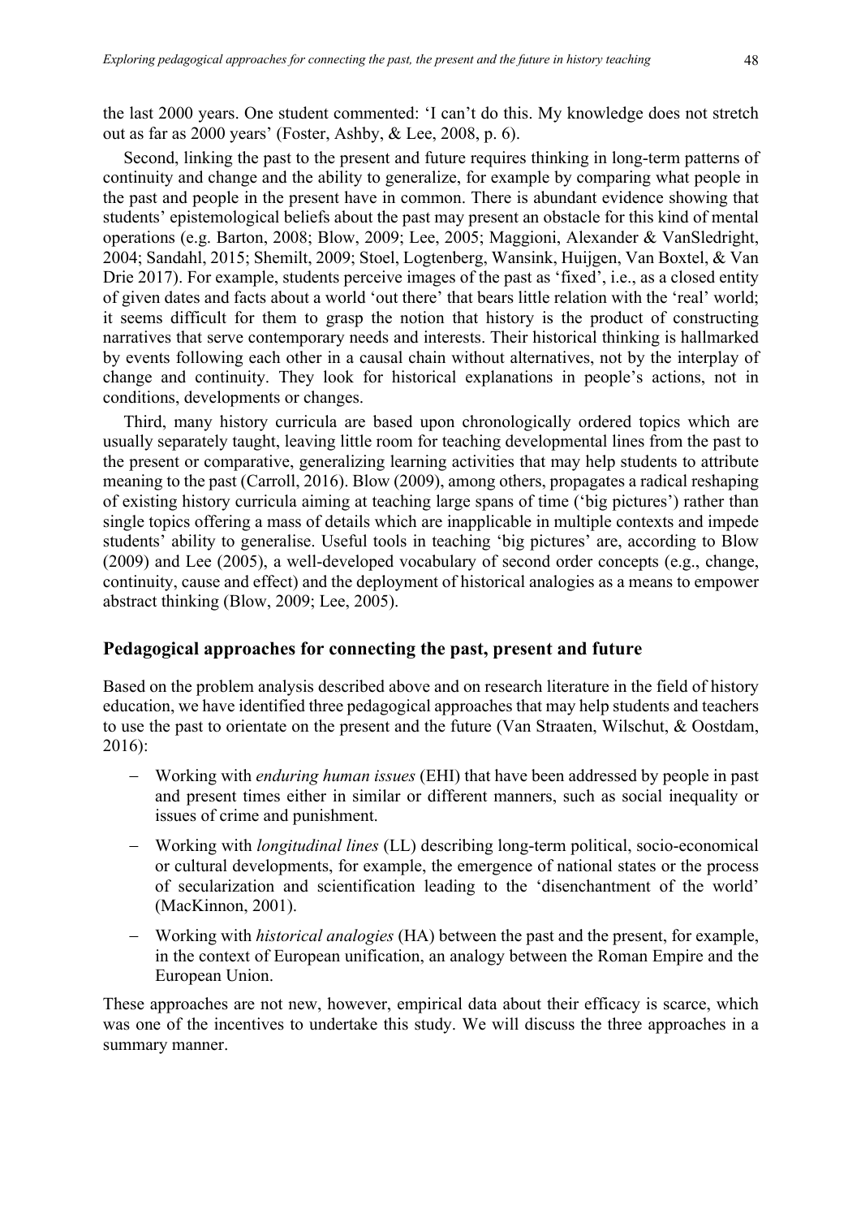the last 2000 years. One student commented: 'I can't do this. My knowledge does not stretch out as far as 2000 years' (Foster, Ashby, & Lee, 2008, p. 6).

Second, linking the past to the present and future requires thinking in long-term patterns of continuity and change and the ability to generalize, for example by comparing what people in the past and people in the present have in common. There is abundant evidence showing that students' epistemological beliefs about the past may present an obstacle for this kind of mental operations (e.g. Barton, 2008; Blow, 2009; Lee, 2005; Maggioni, Alexander & VanSledright, 2004; Sandahl, 2015; Shemilt, 2009; Stoel, Logtenberg, Wansink, Huijgen, Van Boxtel, & Van Drie 2017). For example, students perceive images of the past as 'fixed', i.e., as a closed entity of given dates and facts about a world 'out there' that bears little relation with the 'real' world; it seems difficult for them to grasp the notion that history is the product of constructing narratives that serve contemporary needs and interests. Their historical thinking is hallmarked by events following each other in a causal chain without alternatives, not by the interplay of change and continuity. They look for historical explanations in people's actions, not in conditions, developments or changes.

Third, many history curricula are based upon chronologically ordered topics which are usually separately taught, leaving little room for teaching developmental lines from the past to the present or comparative, generalizing learning activities that may help students to attribute meaning to the past (Carroll, 2016). Blow (2009), among others, propagates a radical reshaping of existing history curricula aiming at teaching large spans of time ('big pictures') rather than single topics offering a mass of details which are inapplicable in multiple contexts and impede students' ability to generalise. Useful tools in teaching 'big pictures' are, according to Blow (2009) and Lee (2005), a well-developed vocabulary of second order concepts (e.g., change, continuity, cause and effect) and the deployment of historical analogies as a means to empower abstract thinking (Blow, 2009; Lee, 2005).

## Pedagogical approaches for connecting the past, present and future

Based on the problem analysis described above and on research literature in the field of history education, we have identified three pedagogical approaches that may help students and teachers to use the past to orientate on the present and the future (Van Straaten, Wilschut, & Oostdam, 2016):

- Working with *enduring human issues* (EHI) that have been addressed by people in past and present times either in similar or different manners, such as social inequality or issues of crime and punishment.
- Working with *longitudinal lines* (LL) describing long-term political, socio-economical or cultural developments, for example, the emergence of national states or the process of secularization and scientification leading to the 'disenchantment of the world' (MacKinnon, 2001).
- Working with *historical analogies* (HA) between the past and the present, for example, in the context of European unification, an analogy between the Roman Empire and the European Union.

These approaches are not new, however, empirical data about their efficacy is scarce, which was one of the incentives to undertake this study. We will discuss the three approaches in a summary manner.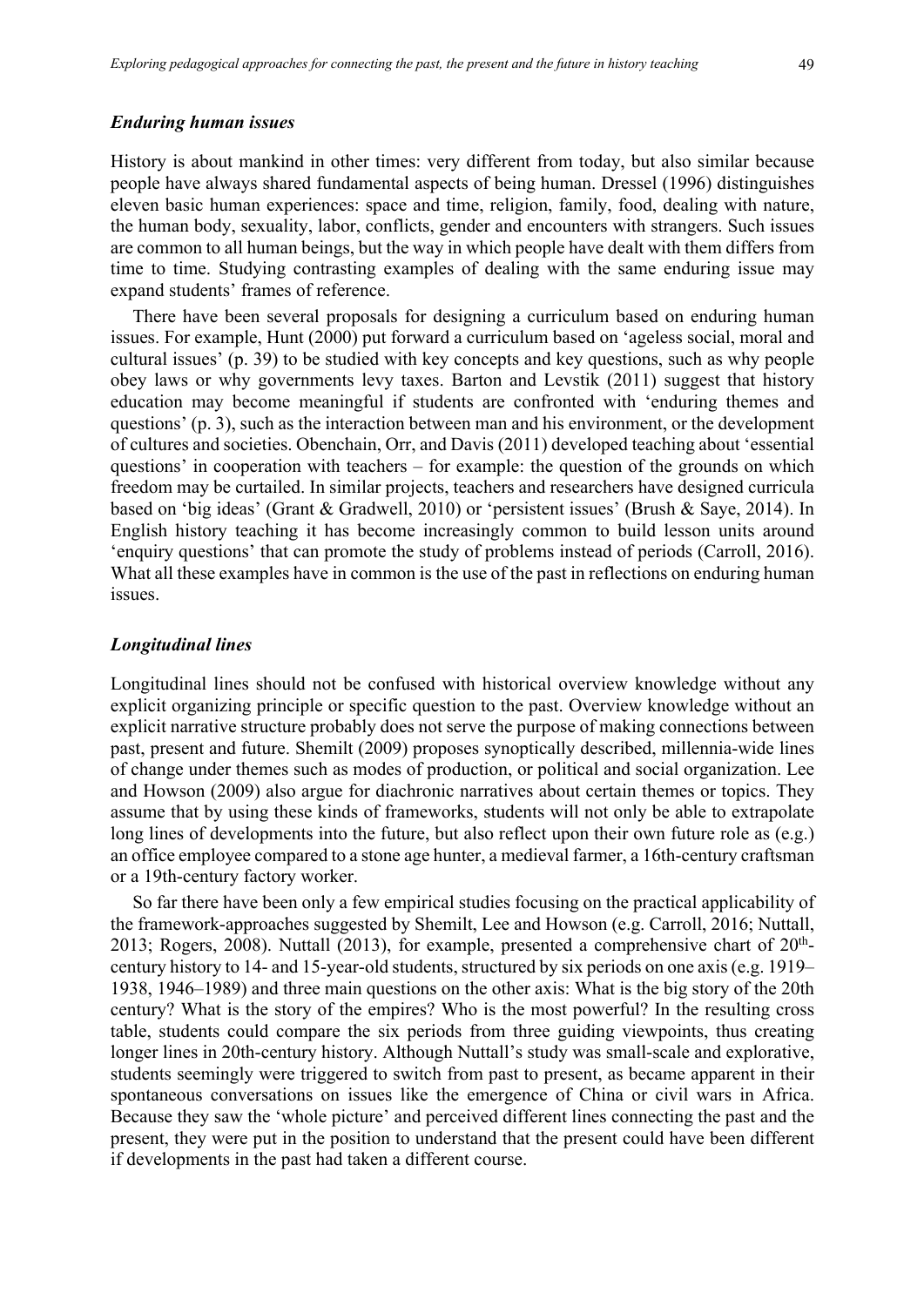### *Enduring human issues*

History is about mankind in other times: very different from today, but also similar because people have always shared fundamental aspects of being human. Dressel (1996) distinguishes eleven basic human experiences: space and time, religion, family, food, dealing with nature, the human body, sexuality, labor, conflicts, gender and encounters with strangers. Such issues are common to all human beings, but the way in which people have dealt with them differs from time to time. Studying contrasting examples of dealing with the same enduring issue may expand students' frames of reference.

There have been several proposals for designing a curriculum based on enduring human issues. For example, Hunt (2000) put forward a curriculum based on 'ageless social, moral and cultural issues' (p. 39) to be studied with key concepts and key questions, such as why people obey laws or why governments levy taxes. Barton and Levstik (2011) suggest that history education may become meaningful if students are confronted with 'enduring themes and questions' (p. 3), such as the interaction between man and his environment, or the development of cultures and societies. Obenchain, Orr, and Davis (2011) developed teaching about 'essential questions' in cooperation with teachers – for example: the question of the grounds on which freedom may be curtailed. In similar projects, teachers and researchers have designed curricula based on 'big ideas' (Grant & Gradwell, 2010) or 'persistent issues' (Brush & Saye, 2014). In English history teaching it has become increasingly common to build lesson units around 'enquiry questions' that can promote the study of problems instead of periods (Carroll, 2016). What all these examples have in common is the use of the past in reflections on enduring human issues.

### *Longitudinal lines*

Longitudinal lines should not be confused with historical overview knowledge without any explicit organizing principle or specific question to the past. Overview knowledge without an explicit narrative structure probably does not serve the purpose of making connections between past, present and future. Shemilt (2009) proposes synoptically described, millennia-wide lines of change under themes such as modes of production, or political and social organization. Lee and Howson (2009) also argue for diachronic narratives about certain themes or topics. They assume that by using these kinds of frameworks, students will not only be able to extrapolate long lines of developments into the future, but also reflect upon their own future role as (e.g.) an office employee compared to a stone age hunter, a medieval farmer, a 16th-century craftsman or a 19th-century factory worker.

So far there have been only a few empirical studies focusing on the practical applicability of the framework-approaches suggested by Shemilt, Lee and Howson (e.g. Carroll, 2016; Nuttall, 2013; Rogers, 2008). Nuttall (2013), for example, presented a comprehensive chart of 20th-century history to 14- and 15-year-old students, structured by six periods on one axis (e.g. 1919–1938, 1946–1989) and three main questions on the other axis: What is the big story of the 20th century? What is the story of the empires? Who is the most powerful? In the resulting cross table, students could compare the six periods from three guiding viewpoints, thus creating longer lines in 20th-century history. Although Nuttall's study was small-scale and explorative, students seemingly were triggered to switch from past to present, as became apparent in their spontaneous conversations on issues like the emergence of China or civil wars in Africa. Because they saw the 'whole picture' and perceived different lines connecting the past and the present, they were put in the position to understand that the present could have been different if developments in the past had taken a different course.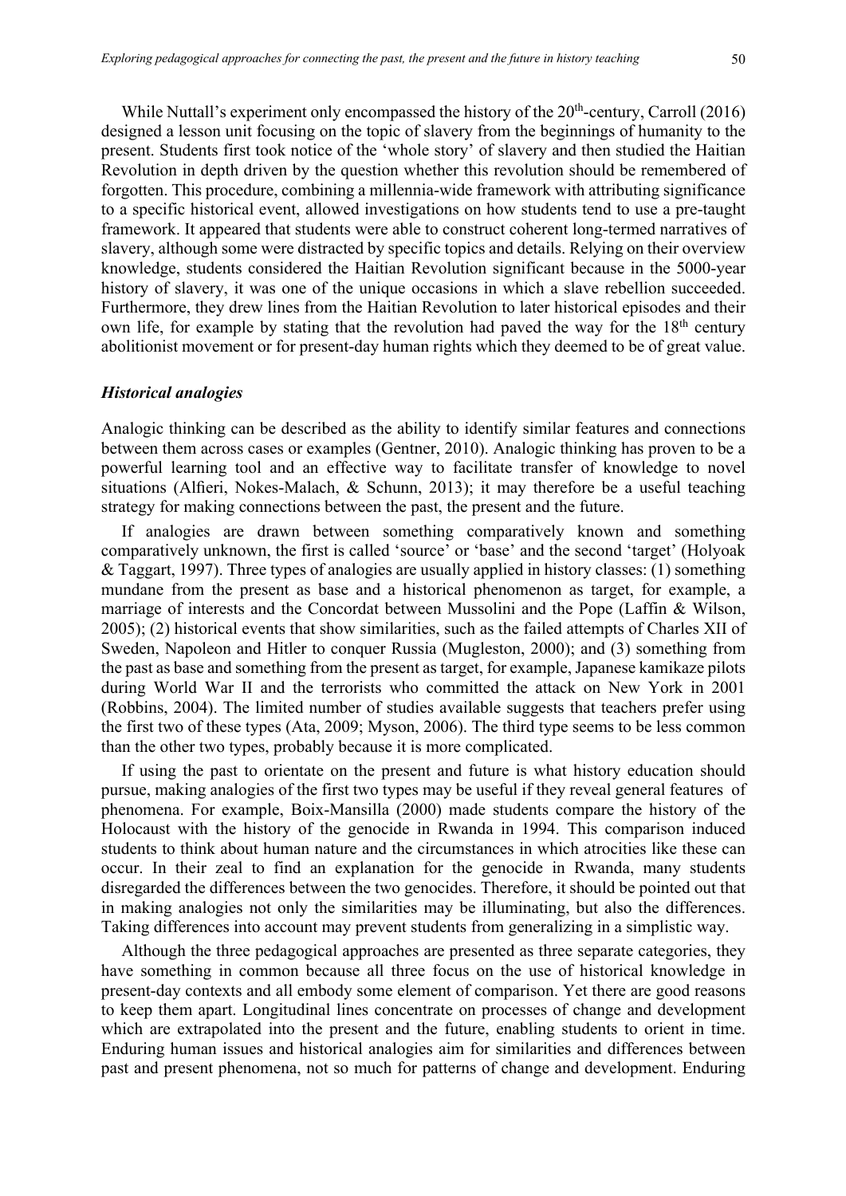While Nuttall's experiment only encompassed the history of the 20th-century, Carroll (2016) designed a lesson unit focusing on the topic of slavery from the beginnings of humanity to the present. Students first took notice of the 'whole story' of slavery and then studied the Haitian Revolution in depth driven by the question whether this revolution should be remembered of forgotten. This procedure, combining a millennia-wide framework with attributing significance to a specific historical event, allowed investigations on how students tend to use a pre-taught framework. It appeared that students were able to construct coherent long-termed narratives of slavery, although some were distracted by specific topics and details. Relying on their overview knowledge, students considered the Haitian Revolution significant because in the 5000-year history of slavery, it was one of the unique occasions in which a slave rebellion succeeded. Furthermore, they drew lines from the Haitian Revolution to later historical episodes and their own life, for example by stating that the revolution had paved the way for the 18th century abolitionist movement or for present-day human rights which they deemed to be of great value.

### *Historical analogies*

Analogic thinking can be described as the ability to identify similar features and connections between them across cases or examples (Gentner, 2010). Analogic thinking has proven to be a powerful learning tool and an effective way to facilitate transfer of knowledge to novel situations (Alfieri, Nokes-Malach, & Schunn, 2013); it may therefore be a useful teaching strategy for making connections between the past, the present and the future.

If analogies are drawn between something comparatively known and something comparatively unknown, the first is called 'source' or 'base' and the second 'target' (Holyoak & Taggart, 1997). Three types of analogies are usually applied in history classes: (1) something mundane from the present as base and a historical phenomenon as target, for example, a marriage of interests and the Concordat between Mussolini and the Pope (Laffin & Wilson, 2005); (2) historical events that show similarities, such as the failed attempts of Charles XII of Sweden, Napoleon and Hitler to conquer Russia (Mugleston, 2000); and (3) something from the past as base and something from the present as target, for example, Japanese kamikaze pilots during World War II and the terrorists who committed the attack on New York in 2001 (Robbins, 2004). The limited number of studies available suggests that teachers prefer using the first two of these types (Ata, 2009; Myson, 2006). The third type seems to be less common than the other two types, probably because it is more complicated.

If using the past to orientate on the present and future is what history education should pursue, making analogies of the first two types may be useful if they reveal general features of phenomena. For example, Boix-Mansilla (2000) made students compare the history of the Holocaust with the history of the genocide in Rwanda in 1994. This comparison induced students to think about human nature and the circumstances in which atrocities like these can occur. In their zeal to find an explanation for the genocide in Rwanda, many students disregarded the differences between the two genocides. Therefore, it should be pointed out that in making analogies not only the similarities may be illuminating, but also the differences. Taking differences into account may prevent students from generalizing in a simplistic way.

Although the three pedagogical approaches are presented as three separate categories, they have something in common because all three focus on the use of historical knowledge in present-day contexts and all embody some element of comparison. Yet there are good reasons to keep them apart. Longitudinal lines concentrate on processes of change and development which are extrapolated into the present and the future, enabling students to orient in time. Enduring human issues and historical analogies aim for similarities and differences between past and present phenomena, not so much for patterns of change and development. Enduring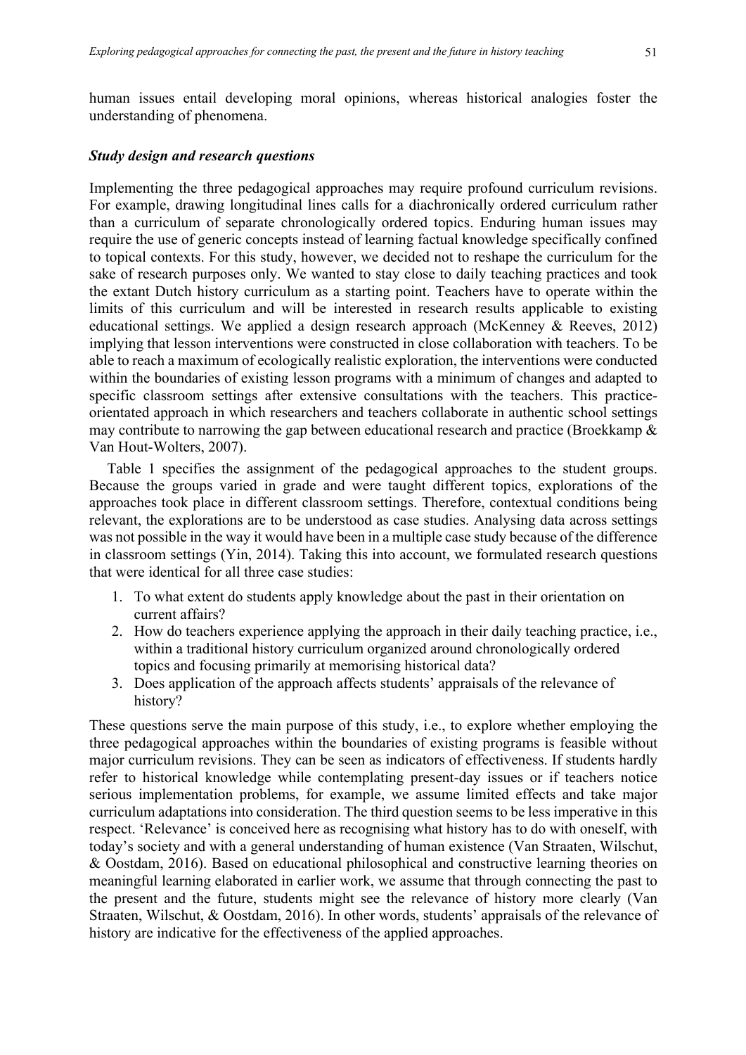human issues entail developing moral opinions, whereas historical analogies foster the understanding of phenomena.

### *Study design and research questions*

Implementing the three pedagogical approaches may require profound curriculum revisions. For example, drawing longitudinal lines calls for a diachronically ordered curriculum rather than a curriculum of separate chronologically ordered topics. Enduring human issues may require the use of generic concepts instead of learning factual knowledge specifically confined to topical contexts. For this study, however, we decided not to reshape the curriculum for the sake of research purposes only. We wanted to stay close to daily teaching practices and took the extant Dutch history curriculum as a starting point. Teachers have to operate within the limits of this curriculum and will be interested in research results applicable to existing educational settings. We applied a design research approach (McKenney & Reeves, 2012) implying that lesson interventions were constructed in close collaboration with teachers. To be able to reach a maximum of ecologically realistic exploration, the interventions were conducted within the boundaries of existing lesson programs with a minimum of changes and adapted to specific classroom settings after extensive consultations with the teachers. This practice-orientated approach in which researchers and teachers collaborate in authentic school settings may contribute to narrowing the gap between educational research and practice (Broekkamp & Van Hout-Wolters, 2007).

Table 1 specifies the assignment of the pedagogical approaches to the student groups. Because the groups varied in grade and were taught different topics, explorations of the approaches took place in different classroom settings. Therefore, contextual conditions being relevant, the explorations are to be understood as case studies. Analysing data across settings was not possible in the way it would have been in a multiple case study because of the difference in classroom settings (Yin, 2014). Taking this into account, we formulated research questions that were identical for all three case studies:

1. To what extent do students apply knowledge about the past in their orientation on current affairs?
2. How do teachers experience applying the approach in their daily teaching practice, i.e., within a traditional history curriculum organized around chronologically ordered topics and focusing primarily at memorising historical data?
3. Does application of the approach affects students' appraisals of the relevance of history?

These questions serve the main purpose of this study, i.e., to explore whether employing the three pedagogical approaches within the boundaries of existing programs is feasible without major curriculum revisions. They can be seen as indicators of effectiveness. If students hardly refer to historical knowledge while contemplating present-day issues or if teachers notice serious implementation problems, for example, we assume limited effects and take major curriculum adaptations into consideration. The third question seems to be less imperative in this respect. 'Relevance' is conceived here as recognising what history has to do with oneself, with today's society and with a general understanding of human existence (Van Straaten, Wilschut, & Oostdam, 2016). Based on educational philosophical and constructive learning theories on meaningful learning elaborated in earlier work, we assume that through connecting the past to the present and the future, students might see the relevance of history more clearly (Van Straaten, Wilschut, & Oostdam, 2016). In other words, students' appraisals of the relevance of history are indicative for the effectiveness of the applied approaches.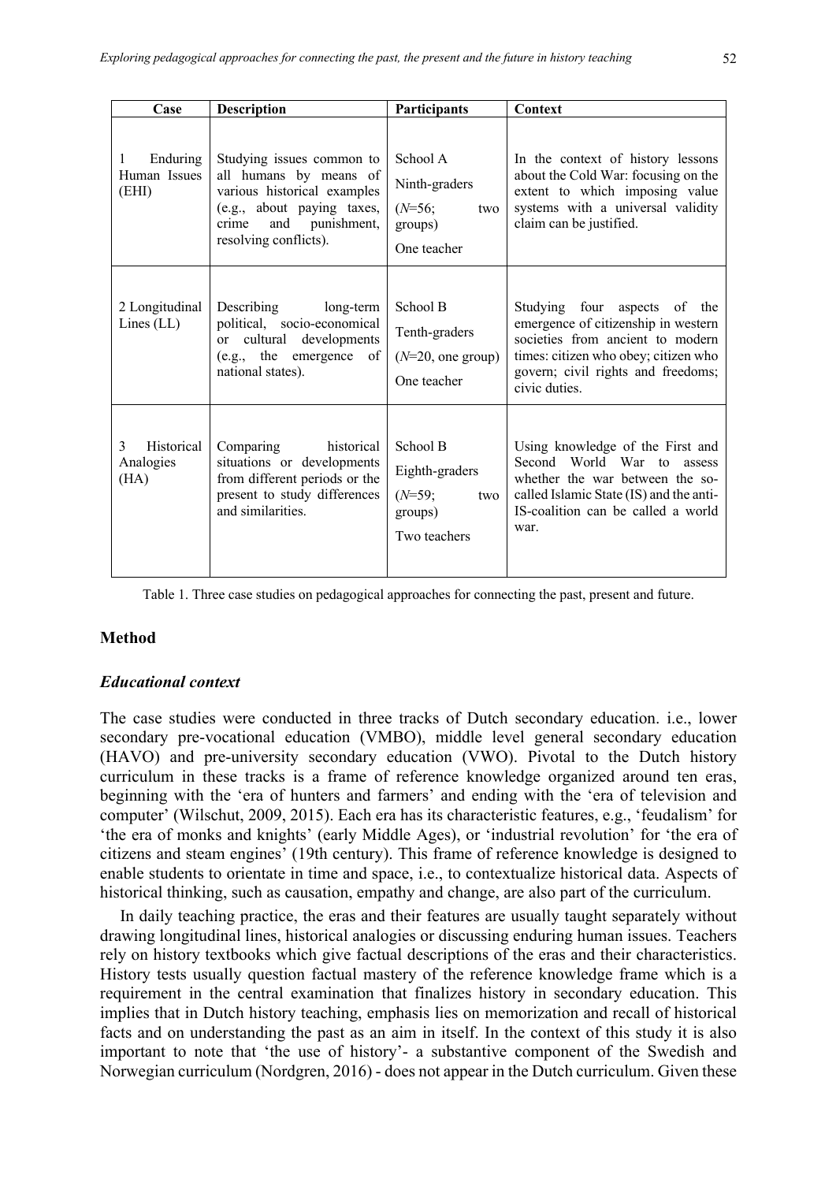| Case | Description | Participants | Context |
|---|---|---|---|
| 1 Enduring Human Issues (EHI) | Studying issues common to all humans by means of various historical examples (e.g., about paying taxes, crime and punishment, resolving conflicts). | School A<br>Ninth-graders<br>(*N*=56; two groups)<br>One teacher | In the context of history lessons about the Cold War: focusing on the extent to which imposing value systems with a universal validity claim can be justified. |
| 2 Longitudinal Lines (LL) | Describing long-term political, socio-economical or cultural developments (e.g., the emergence of national states). | School B<br>Tenth-graders<br>(*N*=20, one group)<br>One teacher | Studying four aspects of the emergence of citizenship in western societies from ancient to modern times: citizen who obey; citizen who govern; civil rights and freedoms; civic duties. |
| 3 Historical Analogies (HA) | Comparing historical situations or developments from different periods or the present to study differences and similarities. | School B<br>Eighth-graders<br>(*N*=59; two groups)<br>Two teachers | Using knowledge of the First and Second World War to assess whether the war between the so-called Islamic State (IS) and the anti-IS-coalition can be called a world war. |

Table 1. Three case studies on pedagogical approaches for connecting the past, present and future.

## Method

### *Educational context*

The case studies were conducted in three tracks of Dutch secondary education. i.e., lower secondary pre-vocational education (VMBO), middle level general secondary education (HAVO) and pre-university secondary education (VWO). Pivotal to the Dutch history curriculum in these tracks is a frame of reference knowledge organized around ten eras, beginning with the 'era of hunters and farmers' and ending with the 'era of television and computer' (Wilschut, 2009, 2015). Each era has its characteristic features, e.g., 'feudalism' for 'the era of monks and knights' (early Middle Ages), or 'industrial revolution' for 'the era of citizens and steam engines' (19th century). This frame of reference knowledge is designed to enable students to orientate in time and space, i.e., to contextualize historical data. Aspects of historical thinking, such as causation, empathy and change, are also part of the curriculum.

In daily teaching practice, the eras and their features are usually taught separately without drawing longitudinal lines, historical analogies or discussing enduring human issues. Teachers rely on history textbooks which give factual descriptions of the eras and their characteristics. History tests usually question factual mastery of the reference knowledge frame which is a requirement in the central examination that finalizes history in secondary education. This implies that in Dutch history teaching, emphasis lies on memorization and recall of historical facts and on understanding the past as an aim in itself. In the context of this study it is also important to note that 'the use of history'- a substantive component of the Swedish and Norwegian curriculum (Nordgren, 2016) - does not appear in the Dutch curriculum. Given these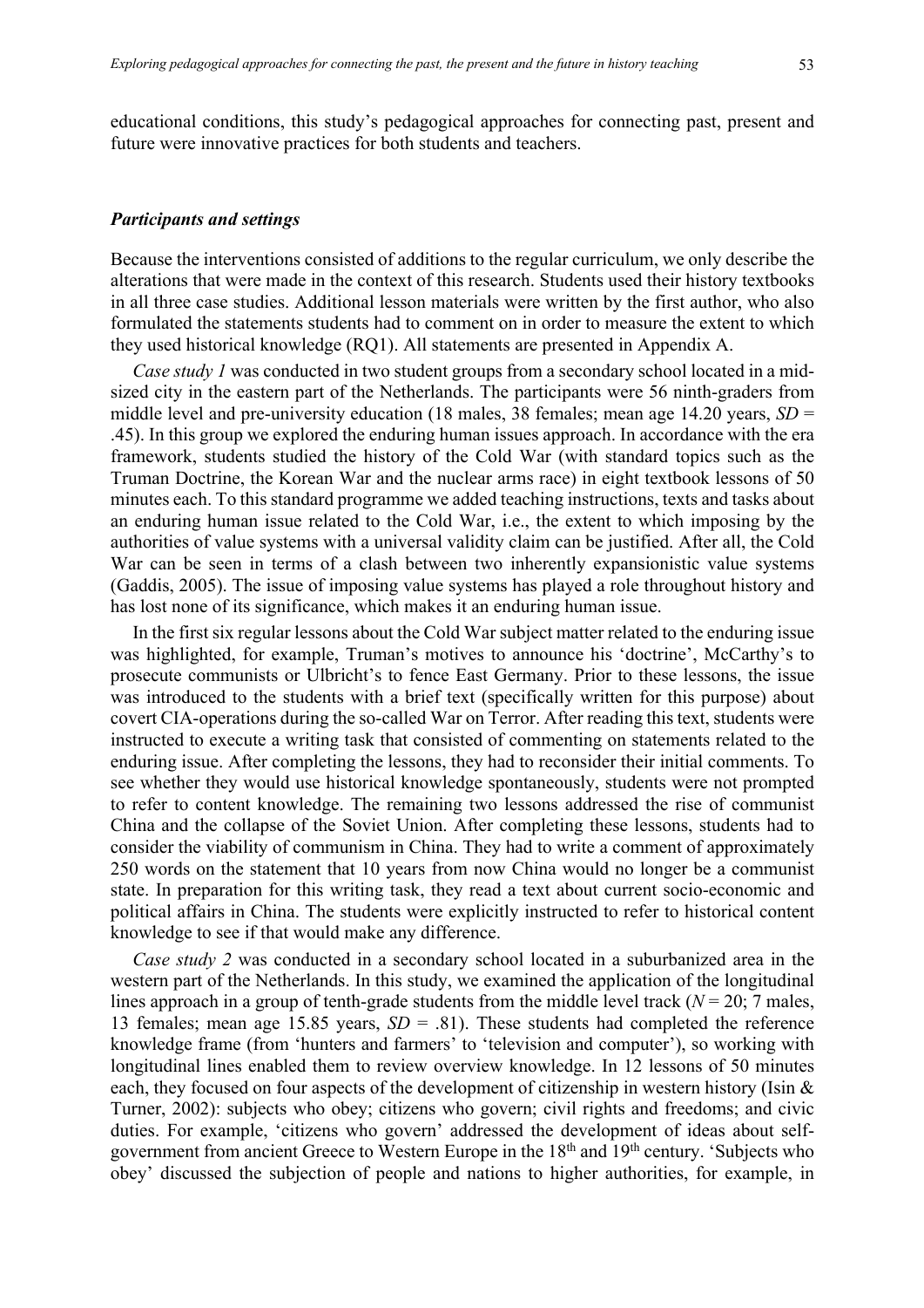educational conditions, this study's pedagogical approaches for connecting past, present and future were innovative practices for both students and teachers.

### *Participants and settings*

Because the interventions consisted of additions to the regular curriculum, we only describe the alterations that were made in the context of this research. Students used their history textbooks in all three case studies. Additional lesson materials were written by the first author, who also formulated the statements students had to comment on in order to measure the extent to which they used historical knowledge (RQ1). All statements are presented in Appendix A.

*Case study 1* was conducted in two student groups from a secondary school located in a mid-sized city in the eastern part of the Netherlands. The participants were 56 ninth-graders from middle level and pre-university education (18 males, 38 females; mean age 14.20 years, *SD* = .45). In this group we explored the enduring human issues approach. In accordance with the era framework, students studied the history of the Cold War (with standard topics such as the Truman Doctrine, the Korean War and the nuclear arms race) in eight textbook lessons of 50 minutes each. To this standard programme we added teaching instructions, texts and tasks about an enduring human issue related to the Cold War, i.e., the extent to which imposing by the authorities of value systems with a universal validity claim can be justified. After all, the Cold War can be seen in terms of a clash between two inherently expansionistic value systems (Gaddis, 2005). The issue of imposing value systems has played a role throughout history and has lost none of its significance, which makes it an enduring human issue.

In the first six regular lessons about the Cold War subject matter related to the enduring issue was highlighted, for example, Truman's motives to announce his 'doctrine', McCarthy's to prosecute communists or Ulbricht's to fence East Germany. Prior to these lessons, the issue was introduced to the students with a brief text (specifically written for this purpose) about covert CIA-operations during the so-called War on Terror. After reading this text, students were instructed to execute a writing task that consisted of commenting on statements related to the enduring issue. After completing the lessons, they had to reconsider their initial comments. To see whether they would use historical knowledge spontaneously, students were not prompted to refer to content knowledge. The remaining two lessons addressed the rise of communist China and the collapse of the Soviet Union. After completing these lessons, students had to consider the viability of communism in China. They had to write a comment of approximately 250 words on the statement that 10 years from now China would no longer be a communist state. In preparation for this writing task, they read a text about current socio-economic and political affairs in China. The students were explicitly instructed to refer to historical content knowledge to see if that would make any difference.

*Case study 2* was conducted in a secondary school located in a suburbanized area in the western part of the Netherlands. In this study, we examined the application of the longitudinal lines approach in a group of tenth-grade students from the middle level track (*N* = 20; 7 males, 13 females; mean age 15.85 years, *SD* = .81). These students had completed the reference knowledge frame (from 'hunters and farmers' to 'television and computer'), so working with longitudinal lines enabled them to review overview knowledge. In 12 lessons of 50 minutes each, they focused on four aspects of the development of citizenship in western history (Isin & Turner, 2002): subjects who obey; citizens who govern; civil rights and freedoms; and civic duties. For example, 'citizens who govern' addressed the development of ideas about self-government from ancient Greece to Western Europe in the 18th and 19th century. 'Subjects who obey' discussed the subjection of people and nations to higher authorities, for example, in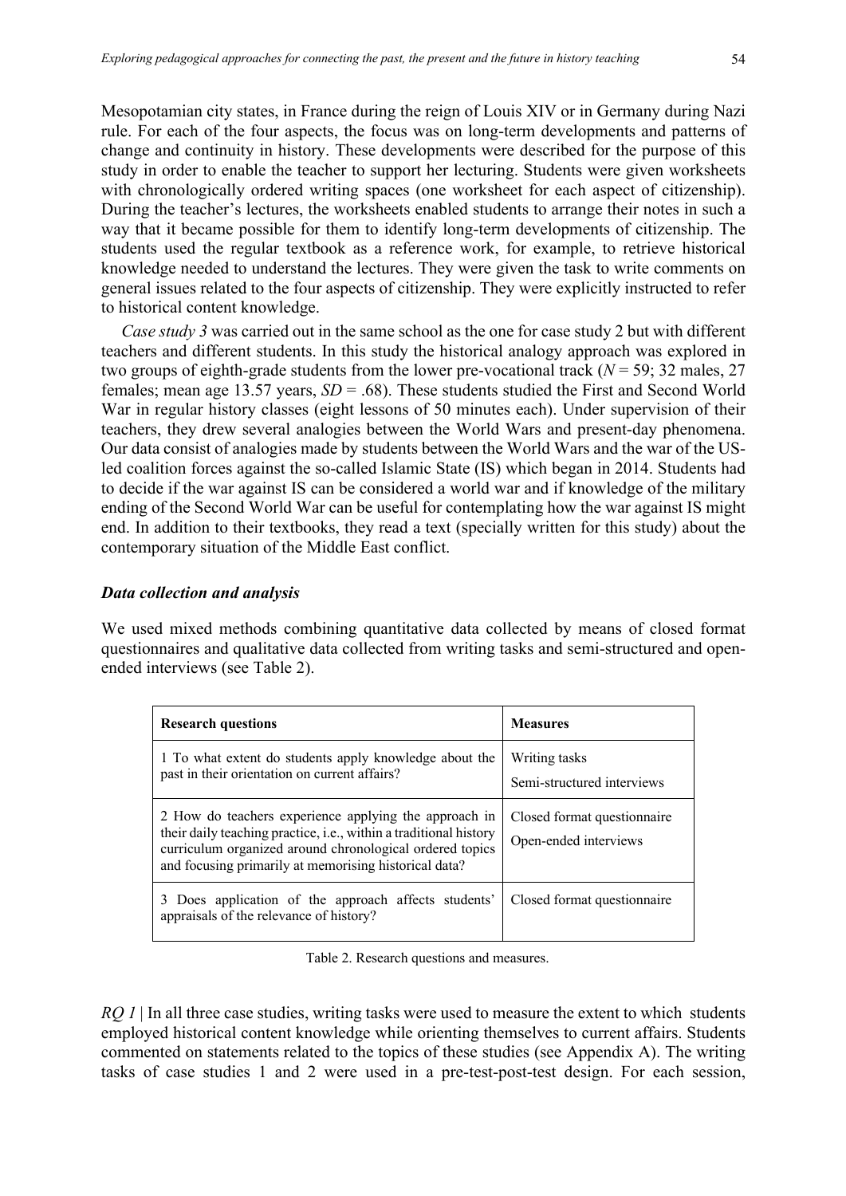Mesopotamian city states, in France during the reign of Louis XIV or in Germany during Nazi rule. For each of the four aspects, the focus was on long-term developments and patterns of change and continuity in history. These developments were described for the purpose of this study in order to enable the teacher to support her lecturing. Students were given worksheets with chronologically ordered writing spaces (one worksheet for each aspect of citizenship). During the teacher's lectures, the worksheets enabled students to arrange their notes in such a way that it became possible for them to identify long-term developments of citizenship. The students used the regular textbook as a reference work, for example, to retrieve historical knowledge needed to understand the lectures. They were given the task to write comments on general issues related to the four aspects of citizenship. They were explicitly instructed to refer to historical content knowledge.

*Case study 3* was carried out in the same school as the one for case study 2 but with different teachers and different students. In this study the historical analogy approach was explored in two groups of eighth-grade students from the lower pre-vocational track ($N = 59$; 32 males, 27 females; mean age 13.57 years, $SD = .68$). These students studied the First and Second World War in regular history classes (eight lessons of 50 minutes each). Under supervision of their teachers, they drew several analogies between the World Wars and present-day phenomena. Our data consist of analogies made by students between the World Wars and the war of the US-led coalition forces against the so-called Islamic State (IS) which began in 2014. Students had to decide if the war against IS can be considered a world war and if knowledge of the military ending of the Second World War can be useful for contemplating how the war against IS might end. In addition to their textbooks, they read a text (specially written for this study) about the contemporary situation of the Middle East conflict.

### *Data collection and analysis*

We used mixed methods combining quantitative data collected by means of closed format questionnaires and qualitative data collected from writing tasks and semi-structured and open-ended interviews (see Table 2).

| **Research questions** | **Measures** |
|---|---|
| 1 To what extent do students apply knowledge about the past in their orientation on current affairs? | Writing tasks<br>Semi-structured interviews |
| 2 How do teachers experience applying the approach in their daily teaching practice, i.e., within a traditional history curriculum organized around chronological ordered topics and focusing primarily at memorising historical data? | Closed format questionnaire<br>Open-ended interviews |
| 3 Does application of the approach affects students' appraisals of the relevance of history? | Closed format questionnaire |

Table 2. Research questions and measures.

*RQ 1* | In all three case studies, writing tasks were used to measure the extent to which students employed historical content knowledge while orienting themselves to current affairs. Students commented on statements related to the topics of these studies (see Appendix A). The writing tasks of case studies 1 and 2 were used in a pre-test-post-test design. For each session,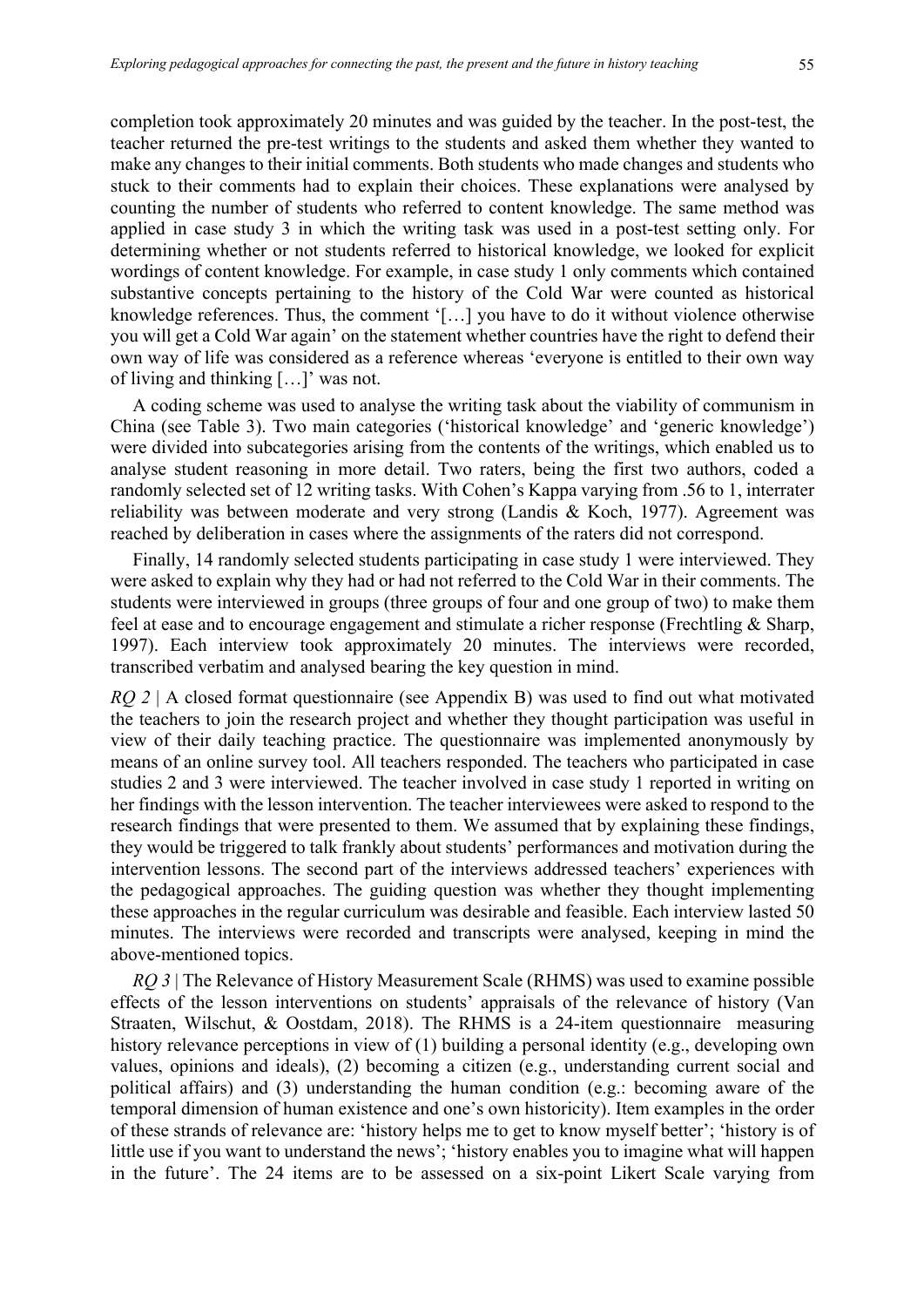completion took approximately 20 minutes and was guided by the teacher. In the post-test, the teacher returned the pre-test writings to the students and asked them whether they wanted to make any changes to their initial comments. Both students who made changes and students who stuck to their comments had to explain their choices. These explanations were analysed by counting the number of students who referred to content knowledge. The same method was applied in case study 3 in which the writing task was used in a post-test setting only. For determining whether or not students referred to historical knowledge, we looked for explicit wordings of content knowledge. For example, in case study 1 only comments which contained substantive concepts pertaining to the history of the Cold War were counted as historical knowledge references. Thus, the comment '[…] you have to do it without violence otherwise you will get a Cold War again' on the statement whether countries have the right to defend their own way of life was considered as a reference whereas 'everyone is entitled to their own way of living and thinking […]' was not.

A coding scheme was used to analyse the writing task about the viability of communism in China (see Table 3). Two main categories ('historical knowledge' and 'generic knowledge') were divided into subcategories arising from the contents of the writings, which enabled us to analyse student reasoning in more detail. Two raters, being the first two authors, coded a randomly selected set of 12 writing tasks. With Cohen's Kappa varying from .56 to 1, interrater reliability was between moderate and very strong (Landis & Koch, 1977). Agreement was reached by deliberation in cases where the assignments of the raters did not correspond.

Finally, 14 randomly selected students participating in case study 1 were interviewed. They were asked to explain why they had or had not referred to the Cold War in their comments. The students were interviewed in groups (three groups of four and one group of two) to make them feel at ease and to encourage engagement and stimulate a richer response (Frechtling & Sharp, 1997). Each interview took approximately 20 minutes. The interviews were recorded, transcribed verbatim and analysed bearing the key question in mind.

*RQ 2* | A closed format questionnaire (see Appendix B) was used to find out what motivated the teachers to join the research project and whether they thought participation was useful in view of their daily teaching practice. The questionnaire was implemented anonymously by means of an online survey tool. All teachers responded. The teachers who participated in case studies 2 and 3 were interviewed. The teacher involved in case study 1 reported in writing on her findings with the lesson intervention. The teacher interviewees were asked to respond to the research findings that were presented to them. We assumed that by explaining these findings, they would be triggered to talk frankly about students' performances and motivation during the intervention lessons. The second part of the interviews addressed teachers' experiences with the pedagogical approaches. The guiding question was whether they thought implementing these approaches in the regular curriculum was desirable and feasible. Each interview lasted 50 minutes. The interviews were recorded and transcripts were analysed, keeping in mind the above-mentioned topics.

*RQ 3* | The Relevance of History Measurement Scale (RHMS) was used to examine possible effects of the lesson interventions on students' appraisals of the relevance of history (Van Straaten, Wilschut, & Oostdam, 2018). The RHMS is a 24-item questionnaire measuring history relevance perceptions in view of (1) building a personal identity (e.g., developing own values, opinions and ideals), (2) becoming a citizen (e.g., understanding current social and political affairs) and (3) understanding the human condition (e.g.: becoming aware of the temporal dimension of human existence and one's own historicity). Item examples in the order of these strands of relevance are: 'history helps me to get to know myself better'; 'history is of little use if you want to understand the news'; 'history enables you to imagine what will happen in the future'. The 24 items are to be assessed on a six-point Likert Scale varying from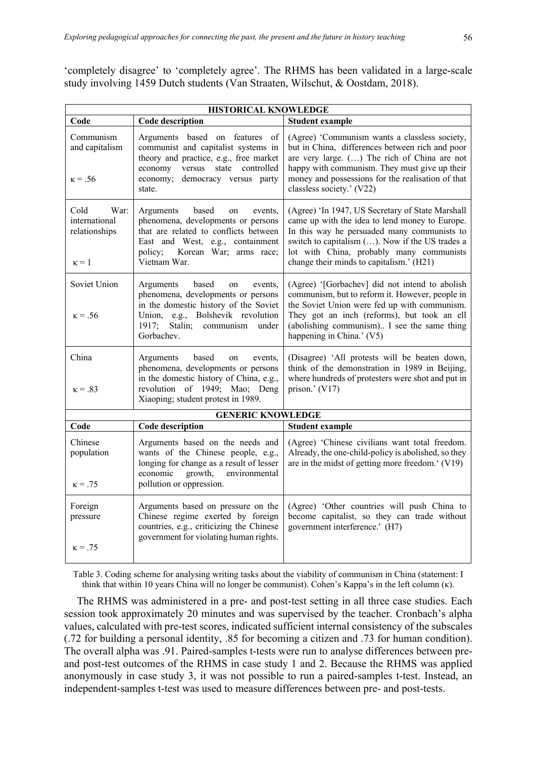'completely disagree' to 'completely agree'. The RHMS has been validated in a large-scale study involving 1459 Dutch students (Van Straaten, Wilschut, & Oostdam, 2018).

| **HISTORICAL KNOWLEDGE** | | |
|---|---|---|
| **Code** | **Code description** | **Student example** |
| Communism and capitalism<br><br>$\kappa = .56$ | Arguments based on features of communist and capitalist systems in theory and practice, e.g., free market economy versus state controlled economy; democracy versus party state. | (Agree) 'Communism wants a classless society, but in China, differences between rich and poor are very large. (…) The rich of China are not happy with communism. They must give up their money and possessions for the realisation of that classless society.' (V22) |
| Cold War: international relationships<br><br>$\kappa = 1$ | Arguments based on events, phenomena, developments or persons that are related to conflicts between East and West, e.g., containment policy; Korean War; arms race; Vietnam War. | (Agree) 'In 1947, US Secretary of State Marshall came up with the idea to lend money to Europe. In this way he persuaded many communists to switch to capitalism (…). Now if the US trades a lot with China, probably many communists change their minds to capitalism.' (H21) |
| Soviet Union<br><br>$\kappa = .56$ | Arguments based on events, phenomena, developments or persons in the domestic history of the Soviet Union, e.g., Bolshevik revolution 1917; Stalin; communism under Gorbachev. | (Agree) '[Gorbachev] did not intend to abolish communism, but to reform it. However, people in the Soviet Union were fed up with communism. They got an inch (reforms), but took an ell (abolishing communism).. I see the same thing happening in China.' (V5) |
| China<br><br>$\kappa = .83$ | Arguments based on events, phenomena, developments or persons in the domestic history of China, e.g., revolution of 1949; Mao; Deng Xiaoping; student protest in 1989. | (Disagree) 'All protests will be beaten down, think of the demonstration in 1989 in Beijing, where hundreds of protesters were shot and put in prison.' (V17) |
| **GENERIC KNOWLEDGE** | | |
| **Code** | **Code description** | **Student example** |
| Chinese population<br><br>$\kappa = .75$ | Arguments based on the needs and wants of the Chinese people, e.g., longing for change as a result of lesser economic growth, environmental pollution or oppression. | (Agree) 'Chinese civilians want total freedom. Already, the one-child-policy is abolished, so they are in the midst of getting more freedom.' (V19) |
| Foreign pressure<br><br>$\kappa = .75$ | Arguments based on pressure on the Chinese regime exerted by foreign countries, e.g., criticizing the Chinese government for violating human rights. | (Agree) 'Other countries will push China to become capitalist, so they can trade without government interference.' (H7) |

Table 3. Coding scheme for analysing writing tasks about the viability of communism in China (statement: I think that within 10 years China will no longer be communist). Cohen's Kappa's in the left column ($\kappa$).

The RHMS was administered in a pre- and post-test setting in all three case studies. Each session took approximately 20 minutes and was supervised by the teacher. Cronbach's alpha values, calculated with pre-test scores, indicated sufficient internal consistency of the subscales (.72 for building a personal identity, .85 for becoming a citizen and .73 for human condition). The overall alpha was .91. Paired-samples t-tests were run to analyse differences between pre- and post-test outcomes of the RHMS in case study 1 and 2. Because the RHMS was applied anonymously in case study 3, it was not possible to run a paired-samples t-test. Instead, an independent-samples t-test was used to measure differences between pre- and post-tests.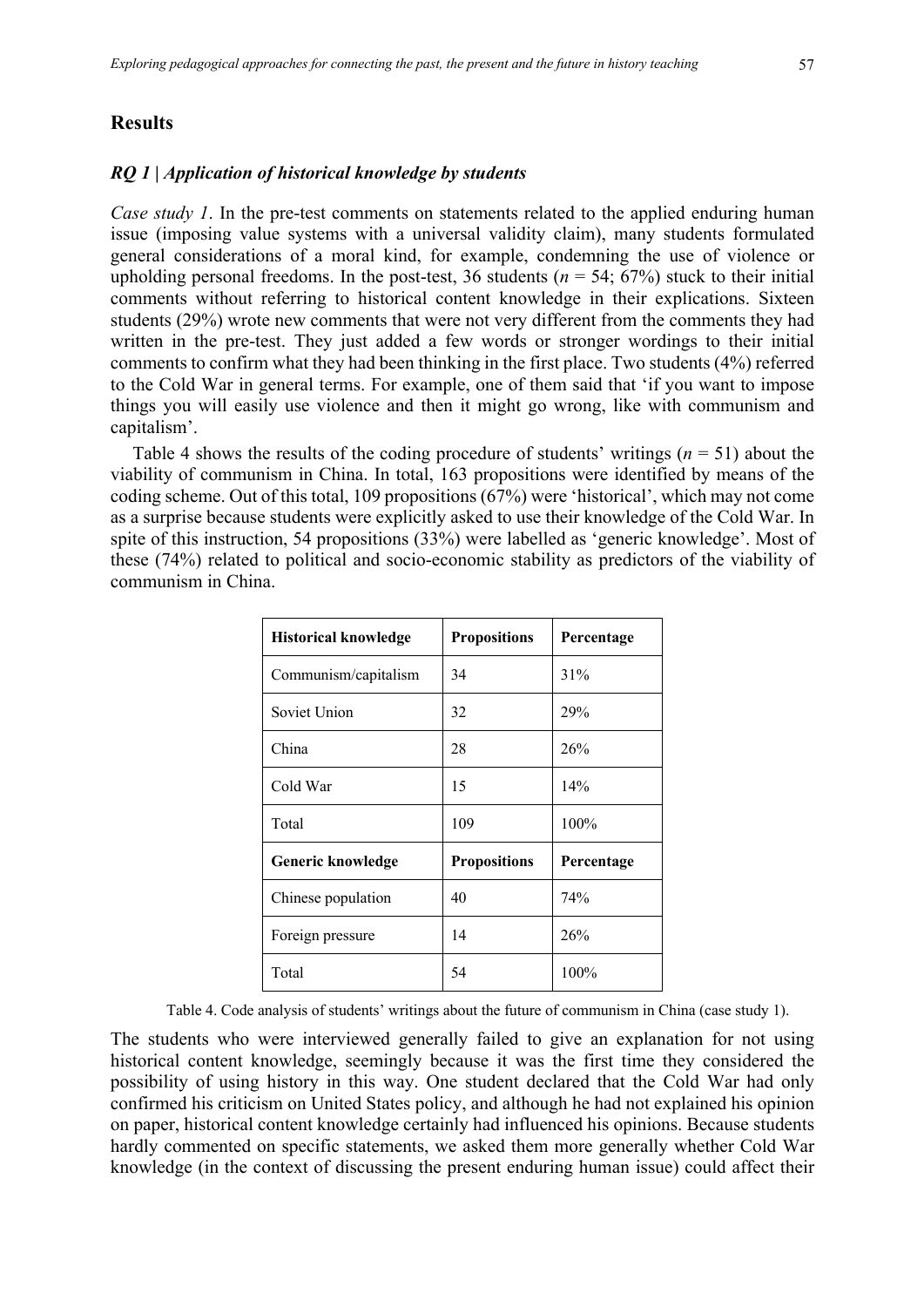## Results

### *RQ 1 | Application of historical knowledge by students*

*Case study 1*. In the pre-test comments on statements related to the applied enduring human issue (imposing value systems with a universal validity claim), many students formulated general considerations of a moral kind, for example, condemning the use of violence or upholding personal freedoms. In the post-test, 36 students ($n$ = 54; 67%) stuck to their initial comments without referring to historical content knowledge in their explications. Sixteen students (29%) wrote new comments that were not very different from the comments they had written in the pre-test. They just added a few words or stronger wordings to their initial comments to confirm what they had been thinking in the first place. Two students (4%) referred to the Cold War in general terms. For example, one of them said that 'if you want to impose things you will easily use violence and then it might go wrong, like with communism and capitalism'.

Table 4 shows the results of the coding procedure of students' writings ($n$ = 51) about the viability of communism in China. In total, 163 propositions were identified by means of the coding scheme. Out of this total, 109 propositions (67%) were 'historical', which may not come as a surprise because students were explicitly asked to use their knowledge of the Cold War. In spite of this instruction, 54 propositions (33%) were labelled as 'generic knowledge'. Most of these (74%) related to political and socio-economic stability as predictors of the viability of communism in China.

| **Historical knowledge** | **Propositions** | **Percentage** |
|---|---|---|
| Communism/capitalism | 34 | 31% |
| Soviet Union | 32 | 29% |
| China | 28 | 26% |
| Cold War | 15 | 14% |
| Total | 109 | 100% |
| **Generic knowledge** | **Propositions** | **Percentage** |
| Chinese population | 40 | 74% |
| Foreign pressure | 14 | 26% |
| Total | 54 | 100% |

Table 4. Code analysis of students' writings about the future of communism in China (case study 1).

The students who were interviewed generally failed to give an explanation for not using historical content knowledge, seemingly because it was the first time they considered the possibility of using history in this way. One student declared that the Cold War had only confirmed his criticism on United States policy, and although he had not explained his opinion on paper, historical content knowledge certainly had influenced his opinions. Because students hardly commented on specific statements, we asked them more generally whether Cold War knowledge (in the context of discussing the present enduring human issue) could affect their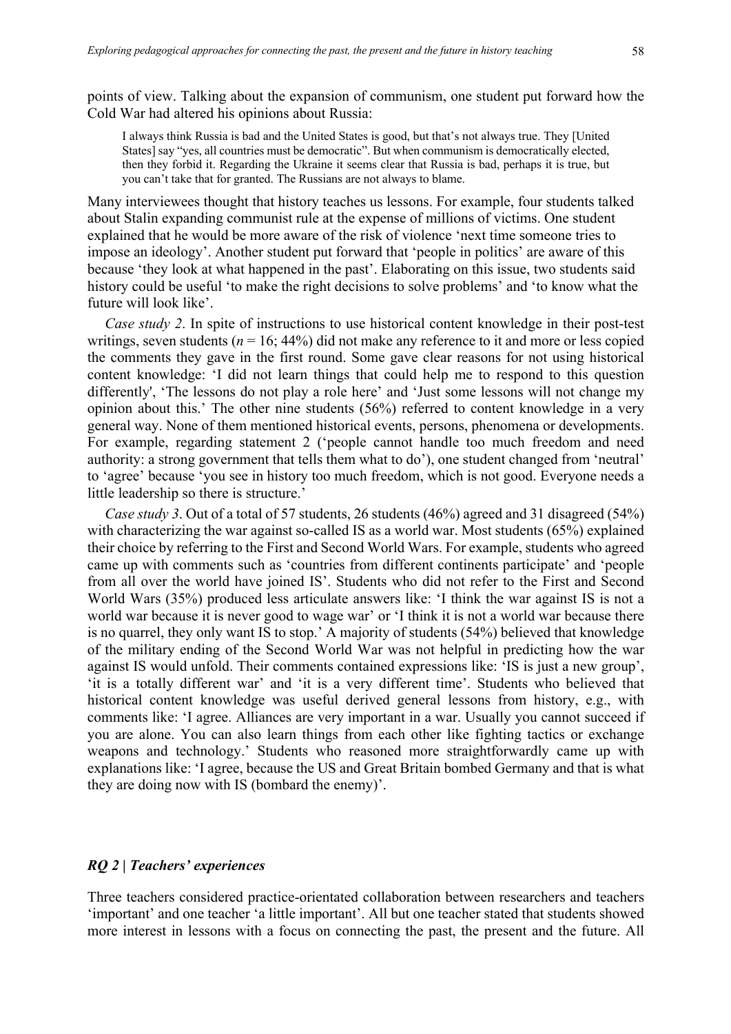points of view. Talking about the expansion of communism, one student put forward how the Cold War had altered his opinions about Russia:

> I always think Russia is bad and the United States is good, but that's not always true. They [United States] say "yes, all countries must be democratic". But when communism is democratically elected, then they forbid it. Regarding the Ukraine it seems clear that Russia is bad, perhaps it is true, but you can't take that for granted. The Russians are not always to blame.

Many interviewees thought that history teaches us lessons. For example, four students talked about Stalin expanding communist rule at the expense of millions of victims. One student explained that he would be more aware of the risk of violence 'next time someone tries to impose an ideology'. Another student put forward that 'people in politics' are aware of this because 'they look at what happened in the past'. Elaborating on this issue, two students said history could be useful 'to make the right decisions to solve problems' and 'to know what the future will look like'.

*Case study 2*. In spite of instructions to use historical content knowledge in their post-test writings, seven students (*n* = 16; 44%) did not make any reference to it and more or less copied the comments they gave in the first round. Some gave clear reasons for not using historical content knowledge: 'I did not learn things that could help me to respond to this question differently', 'The lessons do not play a role here' and 'Just some lessons will not change my opinion about this.' The other nine students (56%) referred to content knowledge in a very general way. None of them mentioned historical events, persons, phenomena or developments. For example, regarding statement 2 ('people cannot handle too much freedom and need authority: a strong government that tells them what to do'), one student changed from 'neutral' to 'agree' because 'you see in history too much freedom, which is not good. Everyone needs a little leadership so there is structure.'

*Case study 3*. Out of a total of 57 students, 26 students (46%) agreed and 31 disagreed (54%) with characterizing the war against so-called IS as a world war. Most students (65%) explained their choice by referring to the First and Second World Wars. For example, students who agreed came up with comments such as 'countries from different continents participate' and 'people from all over the world have joined IS'. Students who did not refer to the First and Second World Wars (35%) produced less articulate answers like: 'I think the war against IS is not a world war because it is never good to wage war' or 'I think it is not a world war because there is no quarrel, they only want IS to stop.' A majority of students (54%) believed that knowledge of the military ending of the Second World War was not helpful in predicting how the war against IS would unfold. Their comments contained expressions like: 'IS is just a new group', 'it is a totally different war' and 'it is a very different time'. Students who believed that historical content knowledge was useful derived general lessons from history, e.g., with comments like: 'I agree. Alliances are very important in a war. Usually you cannot succeed if you are alone. You can also learn things from each other like fighting tactics or exchange weapons and technology.' Students who reasoned more straightforwardly came up with explanations like: 'I agree, because the US and Great Britain bombed Germany and that is what they are doing now with IS (bombard the enemy)'.

### *RQ 2 | Teachers' experiences*

Three teachers considered practice-orientated collaboration between researchers and teachers 'important' and one teacher 'a little important'. All but one teacher stated that students showed more interest in lessons with a focus on connecting the past, the present and the future. All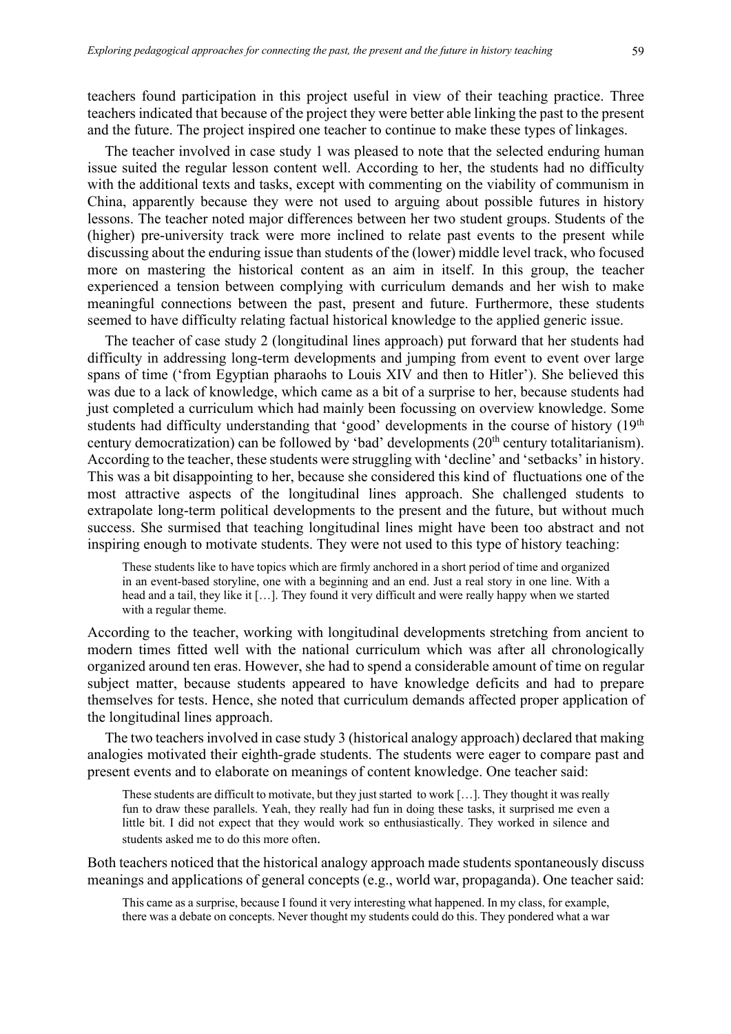teachers found participation in this project useful in view of their teaching practice. Three teachers indicated that because of the project they were better able linking the past to the present and the future. The project inspired one teacher to continue to make these types of linkages.

The teacher involved in case study 1 was pleased to note that the selected enduring human issue suited the regular lesson content well. According to her, the students had no difficulty with the additional texts and tasks, except with commenting on the viability of communism in China, apparently because they were not used to arguing about possible futures in history lessons. The teacher noted major differences between her two student groups. Students of the (higher) pre-university track were more inclined to relate past events to the present while discussing about the enduring issue than students of the (lower) middle level track, who focused more on mastering the historical content as an aim in itself. In this group, the teacher experienced a tension between complying with curriculum demands and her wish to make meaningful connections between the past, present and future. Furthermore, these students seemed to have difficulty relating factual historical knowledge to the applied generic issue.

The teacher of case study 2 (longitudinal lines approach) put forward that her students had difficulty in addressing long-term developments and jumping from event to event over large spans of time ('from Egyptian pharaohs to Louis XIV and then to Hitler'). She believed this was due to a lack of knowledge, which came as a bit of a surprise to her, because students had just completed a curriculum which had mainly been focussing on overview knowledge. Some students had difficulty understanding that 'good' developments in the course of history (19th century democratization) can be followed by 'bad' developments (20th century totalitarianism). According to the teacher, these students were struggling with 'decline' and 'setbacks' in history. This was a bit disappointing to her, because she considered this kind of fluctuations one of the most attractive aspects of the longitudinal lines approach. She challenged students to extrapolate long-term political developments to the present and the future, but without much success. She surmised that teaching longitudinal lines might have been too abstract and not inspiring enough to motivate students. They were not used to this type of history teaching:

> These students like to have topics which are firmly anchored in a short period of time and organized in an event-based storyline, one with a beginning and an end. Just a real story in one line. With a head and a tail, they like it […]. They found it very difficult and were really happy when we started with a regular theme.

According to the teacher, working with longitudinal developments stretching from ancient to modern times fitted well with the national curriculum which was after all chronologically organized around ten eras. However, she had to spend a considerable amount of time on regular subject matter, because students appeared to have knowledge deficits and had to prepare themselves for tests. Hence, she noted that curriculum demands affected proper application of the longitudinal lines approach.

The two teachers involved in case study 3 (historical analogy approach) declared that making analogies motivated their eighth-grade students. The students were eager to compare past and present events and to elaborate on meanings of content knowledge. One teacher said:

> These students are difficult to motivate, but they just started to work […]. They thought it was really fun to draw these parallels. Yeah, they really had fun in doing these tasks, it surprised me even a little bit. I did not expect that they would work so enthusiastically. They worked in silence and students asked me to do this more often.

Both teachers noticed that the historical analogy approach made students spontaneously discuss meanings and applications of general concepts (e.g., world war, propaganda). One teacher said:

> This came as a surprise, because I found it very interesting what happened. In my class, for example, there was a debate on concepts. Never thought my students could do this. They pondered what a war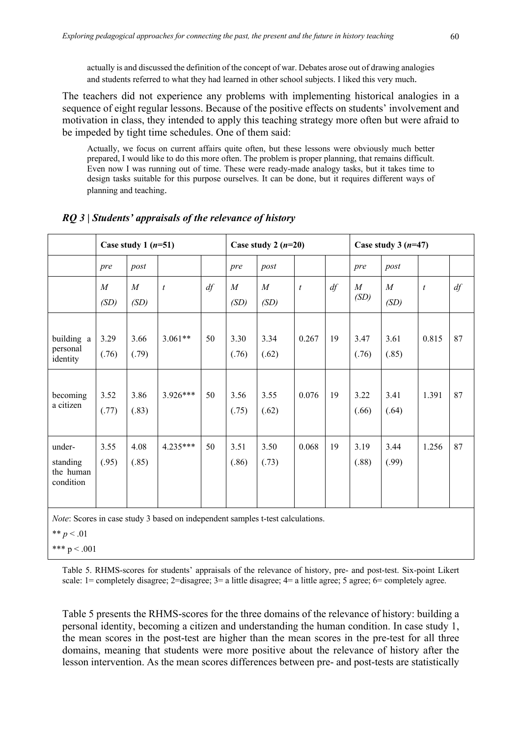> actually is and discussed the definition of the concept of war. Debates arose out of drawing analogies and students referred to what they had learned in other school subjects. I liked this very much.

The teachers did not experience any problems with implementing historical analogies in a sequence of eight regular lessons. Because of the positive effects on students' involvement and motivation in class, they intended to apply this teaching strategy more often but were afraid to be impeded by tight time schedules. One of them said:

> Actually, we focus on current affairs quite often, but these lessons were obviously much better prepared, I would like to do this more often. The problem is proper planning, that remains difficult. Even now I was running out of time. These were ready-made analogy tasks, but it takes time to design tasks suitable for this purpose ourselves. It can be done, but it requires different ways of planning and teaching.

### *RQ 3 | Students' appraisals of the relevance of history*

| | **Case study 1 (*n*=51)** | | | | **Case study 2 (*n*=20)** | | | | **Case study 3 (*n*=47)** | | | |
|---|---|---|---|---|---|---|---|---|---|---|---|---|
| | *pre* | *post* | | | *pre* | *post* | | | *pre* | *post* | | |
| | *M* (*SD*) | *M* (*SD*) | *t* | *df* | *M* (*SD*) | *M* (*SD*) | *t* | *df* | *M* (*SD*) | *M* (*SD*) | *t* | *df* |
| building a personal identity | 3.29 (.76) | 3.66 (.79) | 3.061** | 50 | 3.30 (.76) | 3.34 (.62) | 0.267 | 19 | 3.47 (.76) | 3.61 (.85) | 0.815 | 87 |
| becoming a citizen | 3.52 (.77) | 3.86 (.83) | 3.926*** | 50 | 3.56 (.75) | 3.55 (.62) | 0.076 | 19 | 3.22 (.66) | 3.41 (.64) | 1.391 | 87 |
| under-standing the human condition | 3.55 (.95) | 4.08 (.85) | 4.235*** | 50 | 3.51 (.86) | 3.50 (.73) | 0.068 | 19 | 3.19 (.88) | 3.44 (.99) | 1.256 | 87 |

*Note*: Scores in case study 3 based on independent samples t-test calculations.

** $p < .01$

*** $p < .001$

Table 5. RHMS-scores for students' appraisals of the relevance of history, pre- and post-test. Six-point Likert scale: 1= completely disagree; 2=disagree; 3= a little disagree; 4= a little agree; 5 agree; 6= completely agree.

Table 5 presents the RHMS-scores for the three domains of the relevance of history: building a personal identity, becoming a citizen and understanding the human condition. In case study 1, the mean scores in the post-test are higher than the mean scores in the pre-test for all three domains, meaning that students were more positive about the relevance of history after the lesson intervention. As the mean scores differences between pre- and post-tests are statistically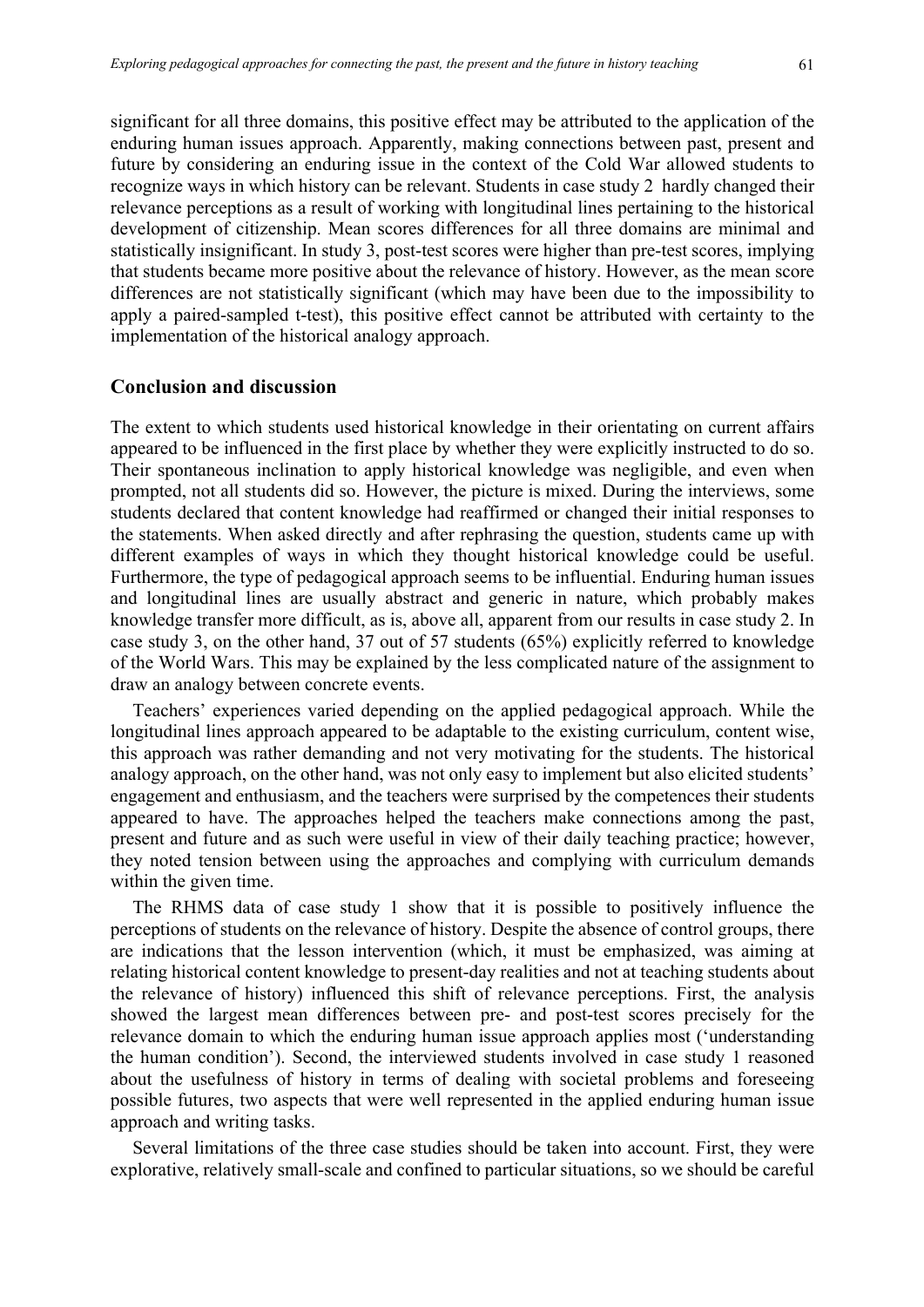significant for all three domains, this positive effect may be attributed to the application of the enduring human issues approach. Apparently, making connections between past, present and future by considering an enduring issue in the context of the Cold War allowed students to recognize ways in which history can be relevant. Students in case study 2 hardly changed their relevance perceptions as a result of working with longitudinal lines pertaining to the historical development of citizenship. Mean scores differences for all three domains are minimal and statistically insignificant. In study 3, post-test scores were higher than pre-test scores, implying that students became more positive about the relevance of history. However, as the mean score differences are not statistically significant (which may have been due to the impossibility to apply a paired-sampled t-test), this positive effect cannot be attributed with certainty to the implementation of the historical analogy approach.

## Conclusion and discussion

The extent to which students used historical knowledge in their orientating on current affairs appeared to be influenced in the first place by whether they were explicitly instructed to do so. Their spontaneous inclination to apply historical knowledge was negligible, and even when prompted, not all students did so. However, the picture is mixed. During the interviews, some students declared that content knowledge had reaffirmed or changed their initial responses to the statements. When asked directly and after rephrasing the question, students came up with different examples of ways in which they thought historical knowledge could be useful. Furthermore, the type of pedagogical approach seems to be influential. Enduring human issues and longitudinal lines are usually abstract and generic in nature, which probably makes knowledge transfer more difficult, as is, above all, apparent from our results in case study 2. In case study 3, on the other hand, 37 out of 57 students (65%) explicitly referred to knowledge of the World Wars. This may be explained by the less complicated nature of the assignment to draw an analogy between concrete events.

Teachers' experiences varied depending on the applied pedagogical approach. While the longitudinal lines approach appeared to be adaptable to the existing curriculum, content wise, this approach was rather demanding and not very motivating for the students. The historical analogy approach, on the other hand, was not only easy to implement but also elicited students' engagement and enthusiasm, and the teachers were surprised by the competences their students appeared to have. The approaches helped the teachers make connections among the past, present and future and as such were useful in view of their daily teaching practice; however, they noted tension between using the approaches and complying with curriculum demands within the given time.

The RHMS data of case study 1 show that it is possible to positively influence the perceptions of students on the relevance of history. Despite the absence of control groups, there are indications that the lesson intervention (which, it must be emphasized, was aiming at relating historical content knowledge to present-day realities and not at teaching students about the relevance of history) influenced this shift of relevance perceptions. First, the analysis showed the largest mean differences between pre- and post-test scores precisely for the relevance domain to which the enduring human issue approach applies most ('understanding the human condition'). Second, the interviewed students involved in case study 1 reasoned about the usefulness of history in terms of dealing with societal problems and foreseeing possible futures, two aspects that were well represented in the applied enduring human issue approach and writing tasks.

Several limitations of the three case studies should be taken into account. First, they were explorative, relatively small-scale and confined to particular situations, so we should be careful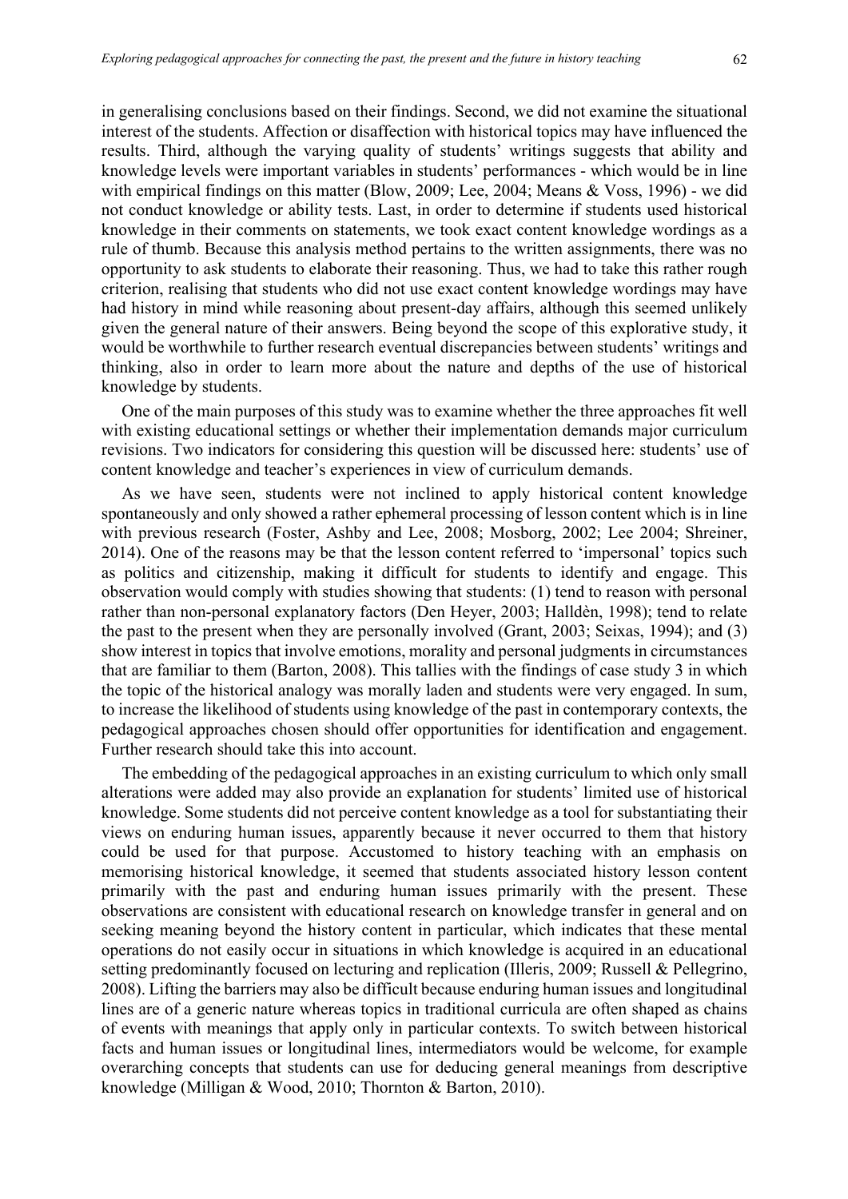in generalising conclusions based on their findings. Second, we did not examine the situational interest of the students. Affection or disaffection with historical topics may have influenced the results. Third, although the varying quality of students' writings suggests that ability and knowledge levels were important variables in students' performances - which would be in line with empirical findings on this matter (Blow, 2009; Lee, 2004; Means & Voss, 1996) - we did not conduct knowledge or ability tests. Last, in order to determine if students used historical knowledge in their comments on statements, we took exact content knowledge wordings as a rule of thumb. Because this analysis method pertains to the written assignments, there was no opportunity to ask students to elaborate their reasoning. Thus, we had to take this rather rough criterion, realising that students who did not use exact content knowledge wordings may have had history in mind while reasoning about present-day affairs, although this seemed unlikely given the general nature of their answers. Being beyond the scope of this explorative study, it would be worthwhile to further research eventual discrepancies between students' writings and thinking, also in order to learn more about the nature and depths of the use of historical knowledge by students.

One of the main purposes of this study was to examine whether the three approaches fit well with existing educational settings or whether their implementation demands major curriculum revisions. Two indicators for considering this question will be discussed here: students' use of content knowledge and teacher's experiences in view of curriculum demands.

As we have seen, students were not inclined to apply historical content knowledge spontaneously and only showed a rather ephemeral processing of lesson content which is in line with previous research (Foster, Ashby and Lee, 2008; Mosborg, 2002; Lee 2004; Shreiner, 2014). One of the reasons may be that the lesson content referred to 'impersonal' topics such as politics and citizenship, making it difficult for students to identify and engage. This observation would comply with studies showing that students: (1) tend to reason with personal rather than non-personal explanatory factors (Den Heyer, 2003; Halldèn, 1998); tend to relate the past to the present when they are personally involved (Grant, 2003; Seixas, 1994); and (3) show interest in topics that involve emotions, morality and personal judgments in circumstances that are familiar to them (Barton, 2008). This tallies with the findings of case study 3 in which the topic of the historical analogy was morally laden and students were very engaged. In sum, to increase the likelihood of students using knowledge of the past in contemporary contexts, the pedagogical approaches chosen should offer opportunities for identification and engagement. Further research should take this into account.

The embedding of the pedagogical approaches in an existing curriculum to which only small alterations were added may also provide an explanation for students' limited use of historical knowledge. Some students did not perceive content knowledge as a tool for substantiating their views on enduring human issues, apparently because it never occurred to them that history could be used for that purpose. Accustomed to history teaching with an emphasis on memorising historical knowledge, it seemed that students associated history lesson content primarily with the past and enduring human issues primarily with the present. These observations are consistent with educational research on knowledge transfer in general and on seeking meaning beyond the history content in particular, which indicates that these mental operations do not easily occur in situations in which knowledge is acquired in an educational setting predominantly focused on lecturing and replication (Illeris, 2009; Russell & Pellegrino, 2008). Lifting the barriers may also be difficult because enduring human issues and longitudinal lines are of a generic nature whereas topics in traditional curricula are often shaped as chains of events with meanings that apply only in particular contexts. To switch between historical facts and human issues or longitudinal lines, intermediators would be welcome, for example overarching concepts that students can use for deducing general meanings from descriptive knowledge (Milligan & Wood, 2010; Thornton & Barton, 2010).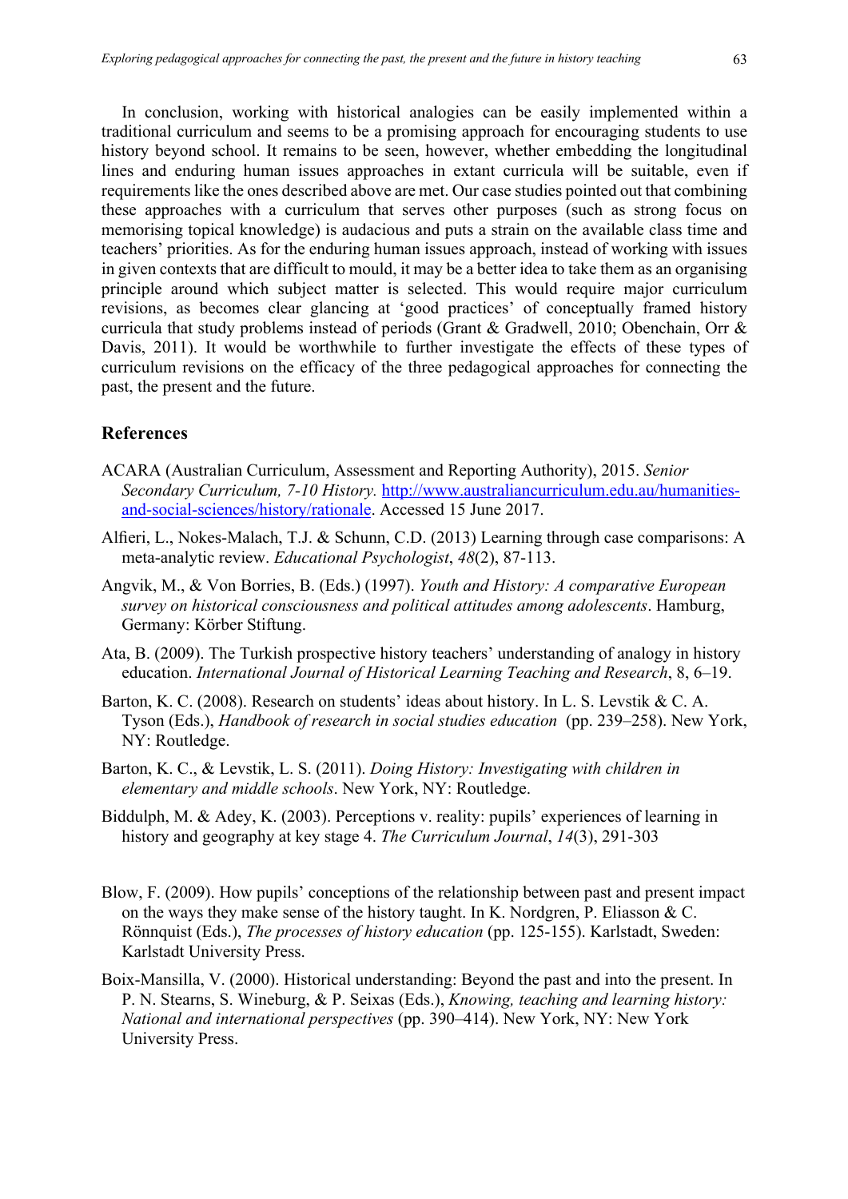In conclusion, working with historical analogies can be easily implemented within a traditional curriculum and seems to be a promising approach for encouraging students to use history beyond school. It remains to be seen, however, whether embedding the longitudinal lines and enduring human issues approaches in extant curricula will be suitable, even if requirements like the ones described above are met. Our case studies pointed out that combining these approaches with a curriculum that serves other purposes (such as strong focus on memorising topical knowledge) is audacious and puts a strain on the available class time and teachers' priorities. As for the enduring human issues approach, instead of working with issues in given contexts that are difficult to mould, it may be a better idea to take them as an organising principle around which subject matter is selected. This would require major curriculum revisions, as becomes clear glancing at 'good practices' of conceptually framed history curricula that study problems instead of periods (Grant & Gradwell, 2010; Obenchain, Orr & Davis, 2011). It would be worthwhile to further investigate the effects of these types of curriculum revisions on the efficacy of the three pedagogical approaches for connecting the past, the present and the future.

## References

ACARA (Australian Curriculum, Assessment and Reporting Authority), 2015. *Senior Secondary Curriculum, 7-10 History.* http://www.australiancurriculum.edu.au/humanities-and-social-sciences/history/rationale. Accessed 15 June 2017.

Alfieri, L., Nokes-Malach, T.J. & Schunn, C.D. (2013) Learning through case comparisons: A meta-analytic review. *Educational Psychologist*, *48*(2), 87-113.

Angvik, M., & Von Borries, B. (Eds.) (1997). *Youth and History: A comparative European survey on historical consciousness and political attitudes among adolescents*. Hamburg, Germany: Körber Stiftung.

Ata, B. (2009). The Turkish prospective history teachers' understanding of analogy in history education. *International Journal of Historical Learning Teaching and Research*, 8, 6–19.

Barton, K. C. (2008). Research on students' ideas about history. In L. S. Levstik & C. A. Tyson (Eds.), *Handbook of research in social studies education* (pp. 239–258). New York, NY: Routledge.

Barton, K. C., & Levstik, L. S. (2011). *Doing History: Investigating with children in elementary and middle schools*. New York, NY: Routledge.

Biddulph, M. & Adey, K. (2003). Perceptions v. reality: pupils' experiences of learning in history and geography at key stage 4. *The Curriculum Journal*, *14*(3), 291-303

Blow, F. (2009). How pupils' conceptions of the relationship between past and present impact on the ways they make sense of the history taught. In K. Nordgren, P. Eliasson & C. Rönnquist (Eds.), *The processes of history education* (pp. 125-155). Karlstadt, Sweden: Karlstadt University Press.

Boix-Mansilla, V. (2000). Historical understanding: Beyond the past and into the present. In P. N. Stearns, S. Wineburg, & P. Seixas (Eds.), *Knowing, teaching and learning history: National and international perspectives* (pp. 390–414). New York, NY: New York University Press.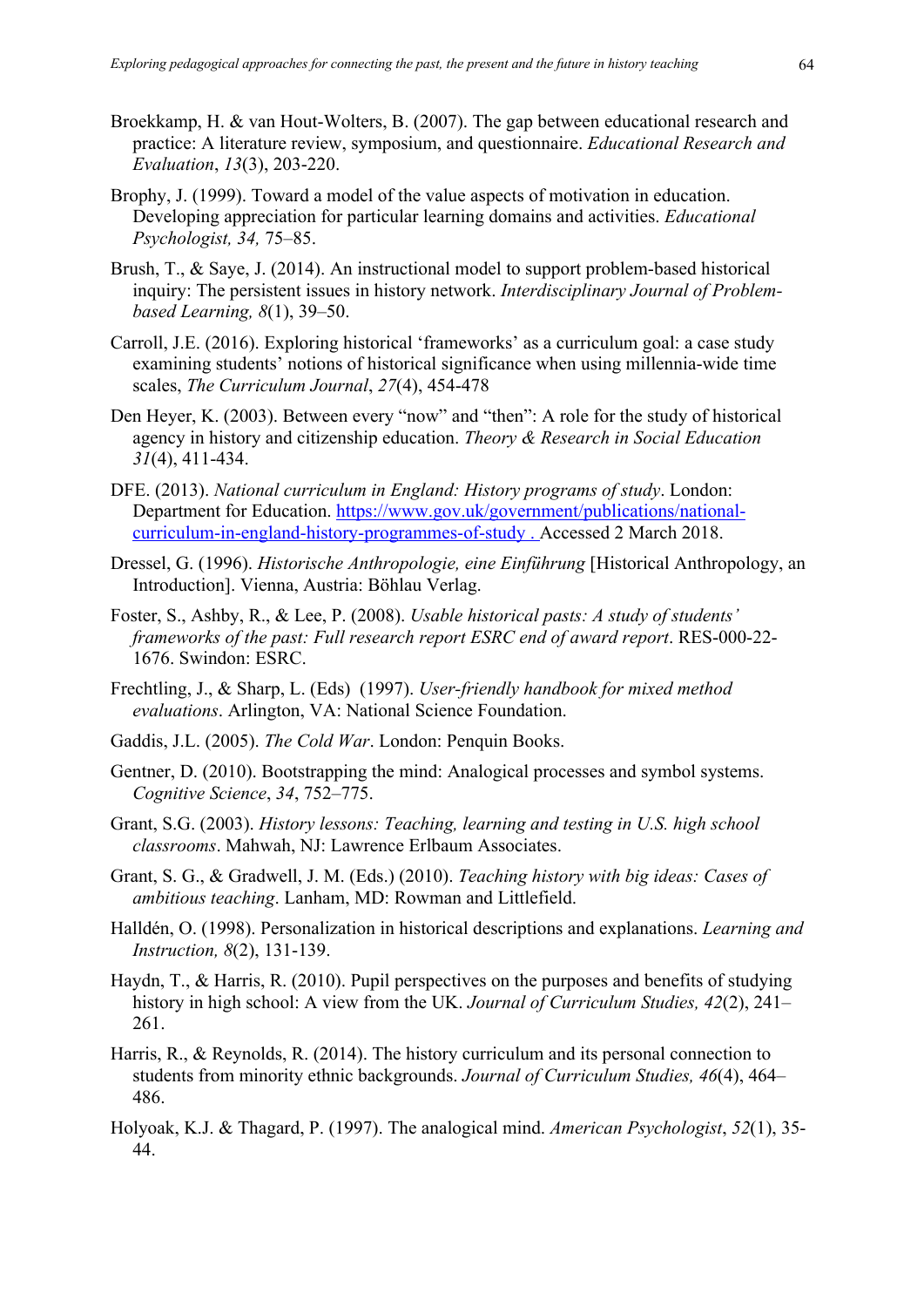Broekkamp, H. & van Hout-Wolters, B. (2007). The gap between educational research and practice: A literature review, symposium, and questionnaire. *Educational Research and Evaluation*, *13*(3), 203-220.

Brophy, J. (1999). Toward a model of the value aspects of motivation in education. Developing appreciation for particular learning domains and activities. *Educational Psychologist, 34,* 75–85.

Brush, T., & Saye, J. (2014). An instructional model to support problem-based historical inquiry: The persistent issues in history network. *Interdisciplinary Journal of Problem-based Learning, 8*(1), 39–50.

Carroll, J.E. (2016). Exploring historical 'frameworks' as a curriculum goal: a case study examining students' notions of historical significance when using millennia-wide time scales, *The Curriculum Journal*, *27*(4), 454-478

Den Heyer, K. (2003). Between every "now" and "then": A role for the study of historical agency in history and citizenship education. *Theory & Research in Social Education 31*(4), 411-434.

DFE. (2013). *National curriculum in England: History programs of study*. London: Department for Education. https://www.gov.uk/government/publications/national-curriculum-in-england-history-programmes-of-study . Accessed 2 March 2018.

Dressel, G. (1996). *Historische Anthropologie, eine Einführung* [Historical Anthropology, an Introduction]. Vienna, Austria: Böhlau Verlag.

Foster, S., Ashby, R., & Lee, P. (2008). *Usable historical pasts: A study of students' frameworks of the past: Full research report ESRC end of award report*. RES-000-22-1676. Swindon: ESRC.

Frechtling, J., & Sharp, L. (Eds) (1997). *User-friendly handbook for mixed method evaluations*. Arlington, VA: National Science Foundation.

Gaddis, J.L. (2005). *The Cold War*. London: Penquin Books.

Gentner, D. (2010). Bootstrapping the mind: Analogical processes and symbol systems. *Cognitive Science*, *34*, 752–775.

Grant, S.G. (2003). *History lessons: Teaching, learning and testing in U.S. high school classrooms*. Mahwah, NJ: Lawrence Erlbaum Associates.

Grant, S. G., & Gradwell, J. M. (Eds.) (2010). *Teaching history with big ideas: Cases of ambitious teaching*. Lanham, MD: Rowman and Littlefield.

Halldén, O. (1998). Personalization in historical descriptions and explanations. *Learning and Instruction, 8*(2), 131-139.

Haydn, T., & Harris, R. (2010). Pupil perspectives on the purposes and benefits of studying history in high school: A view from the UK. *Journal of Curriculum Studies, 42*(2), 241–261.

Harris, R., & Reynolds, R. (2014). The history curriculum and its personal connection to students from minority ethnic backgrounds. *Journal of Curriculum Studies, 46*(4), 464–486.

Holyoak, K.J. & Thagard, P. (1997). The analogical mind. *American Psychologist*, *52*(1), 35-44.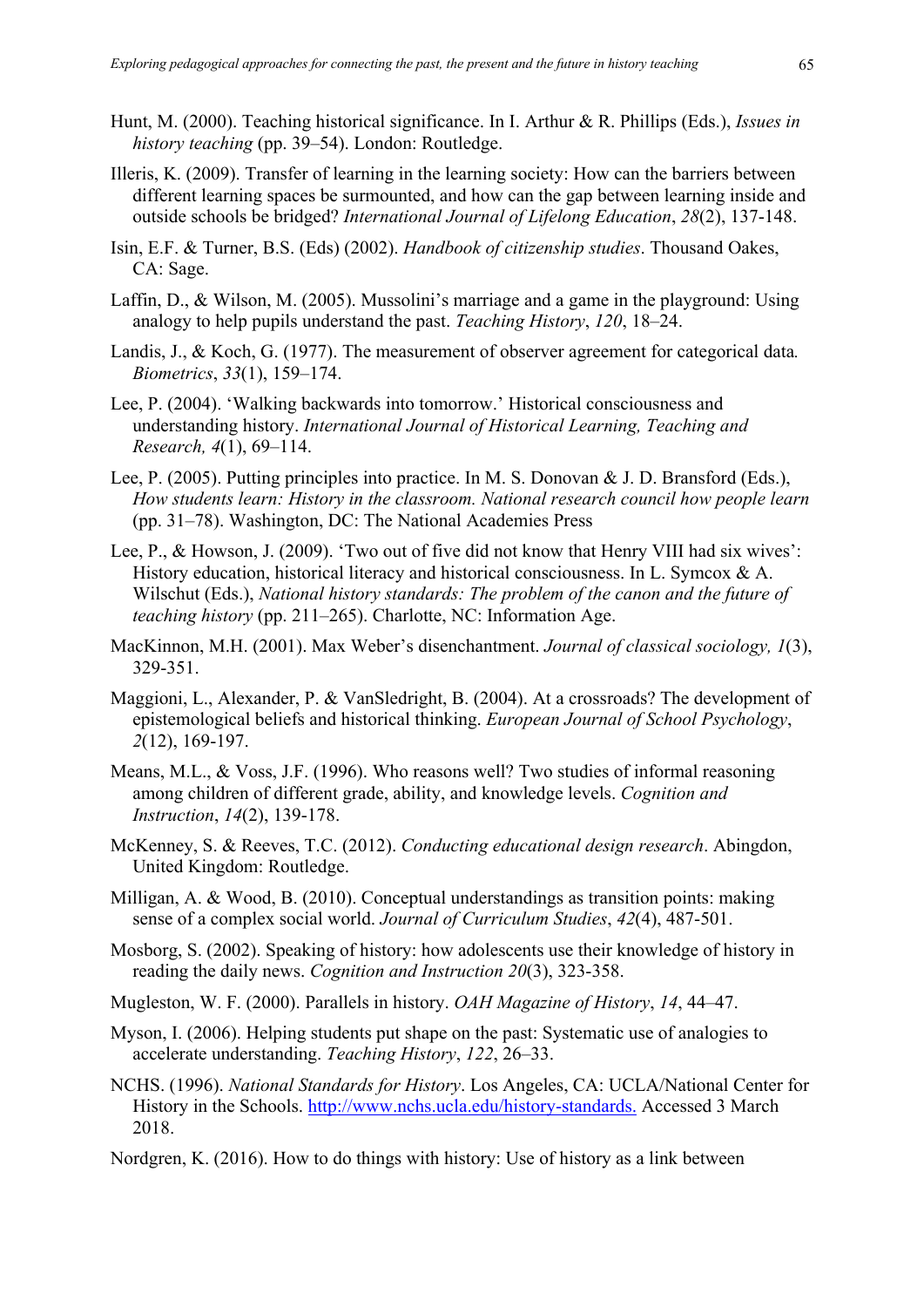Hunt, M. (2000). Teaching historical significance. In I. Arthur & R. Phillips (Eds.), *Issues in history teaching* (pp. 39–54). London: Routledge.

Illeris, K. (2009). Transfer of learning in the learning society: How can the barriers between different learning spaces be surmounted, and how can the gap between learning inside and outside schools be bridged? *International Journal of Lifelong Education*, *28*(2), 137-148.

Isin, E.F. & Turner, B.S. (Eds) (2002). *Handbook of citizenship studies*. Thousand Oakes, CA: Sage.

Laffin, D., & Wilson, M. (2005). Mussolini's marriage and a game in the playground: Using analogy to help pupils understand the past. *Teaching History*, *120*, 18–24.

Landis, J., & Koch, G. (1977). The measurement of observer agreement for categorical data*. Biometrics*, *33*(1), 159–174.

Lee, P. (2004). 'Walking backwards into tomorrow.' Historical consciousness and understanding history. *International Journal of Historical Learning, Teaching and Research, 4*(1), 69–114.

Lee, P. (2005). Putting principles into practice. In M. S. Donovan & J. D. Bransford (Eds.), *How students learn: History in the classroom. National research council how people learn* (pp. 31–78). Washington, DC: The National Academies Press

Lee, P., & Howson, J. (2009). 'Two out of five did not know that Henry VIII had six wives': History education, historical literacy and historical consciousness. In L. Symcox & A. Wilschut (Eds.), *National history standards: The problem of the canon and the future of teaching history* (pp. 211–265). Charlotte, NC: Information Age.

MacKinnon, M.H. (2001). Max Weber's disenchantment. *Journal of classical sociology, 1*(3), 329-351.

Maggioni, L., Alexander, P. & VanSledright, B. (2004). At a crossroads? The development of epistemological beliefs and historical thinking. *European Journal of School Psychology*, *2*(12), 169-197.

Means, M.L., & Voss, J.F. (1996). Who reasons well? Two studies of informal reasoning among children of different grade, ability, and knowledge levels. *Cognition and Instruction*, *14*(2), 139-178.

McKenney, S. & Reeves, T.C. (2012). *Conducting educational design research*. Abingdon, United Kingdom: Routledge.

Milligan, A. & Wood, B. (2010). Conceptual understandings as transition points: making sense of a complex social world. *Journal of Curriculum Studies*, *42*(4), 487-501.

Mosborg, S. (2002). Speaking of history: how adolescents use their knowledge of history in reading the daily news. *Cognition and Instruction 20*(3), 323-358.

Mugleston, W. F. (2000). Parallels in history. *OAH Magazine of History*, *14*, 44–47.

Myson, I. (2006). Helping students put shape on the past: Systematic use of analogies to accelerate understanding. *Teaching History*, *122*, 26–33.

NCHS. (1996). *National Standards for History*. Los Angeles, CA: UCLA/National Center for History in the Schools. http://www.nchs.ucla.edu/history-standards. Accessed 3 March 2018.

Nordgren, K. (2016). How to do things with history: Use of history as a link between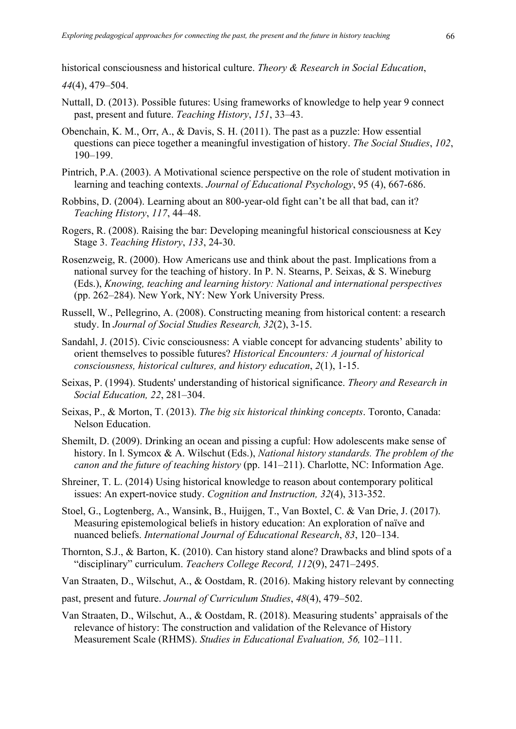historical consciousness and historical culture. *Theory & Research in Social Education*, *44*(4), 479–504.

Nuttall, D. (2013). Possible futures: Using frameworks of knowledge to help year 9 connect past, present and future. *Teaching History*, *151*, 33–43.

Obenchain, K. M., Orr, A., & Davis, S. H. (2011). The past as a puzzle: How essential questions can piece together a meaningful investigation of history. *The Social Studies*, *102*, 190–199.

Pintrich, P.A. (2003). A Motivational science perspective on the role of student motivation in learning and teaching contexts. *Journal of Educational Psychology*, 95 (4), 667-686.

Robbins, D. (2004). Learning about an 800-year-old fight can't be all that bad, can it? *Teaching History*, *117*, 44–48.

Rogers, R. (2008). Raising the bar: Developing meaningful historical consciousness at Key Stage 3. *Teaching History*, *133*, 24-30.

Rosenzweig, R. (2000). How Americans use and think about the past. Implications from a national survey for the teaching of history. In P. N. Stearns, P. Seixas, & S. Wineburg (Eds.), *Knowing, teaching and learning history: National and international perspectives* (pp. 262–284). New York, NY: New York University Press.

Russell, W., Pellegrino, A. (2008). Constructing meaning from historical content: a research study. In *Journal of Social Studies Research, 32*(2), 3-15.

Sandahl, J. (2015). Civic consciousness: A viable concept for advancing students' ability to orient themselves to possible futures? *Historical Encounters: A journal of historical consciousness, historical cultures, and history education*, *2*(1), 1-15.

Seixas, P. (1994). Students' understanding of historical significance. *Theory and Research in Social Education, 22*, 281–304.

Seixas, P., & Morton, T. (2013). *The big six historical thinking concepts*. Toronto, Canada: Nelson Education.

Shemilt, D. (2009). Drinking an ocean and pissing a cupful: How adolescents make sense of history. In l. Symcox & A. Wilschut (Eds.), *National history standards. The problem of the canon and the future of teaching history* (pp. 141–211). Charlotte, NC: Information Age.

Shreiner, T. L. (2014) Using historical knowledge to reason about contemporary political issues: An expert-novice study. *Cognition and Instruction, 32*(4), 313-352.

Stoel, G., Logtenberg, A., Wansink, B., Huijgen, T., Van Boxtel, C. & Van Drie, J. (2017). Measuring epistemological beliefs in history education: An exploration of naïve and nuanced beliefs. *International Journal of Educational Research*, *83*, 120–134.

Thornton, S.J., & Barton, K. (2010). Can history stand alone? Drawbacks and blind spots of a "disciplinary" curriculum. *Teachers College Record, 112*(9), 2471–2495.

Van Straaten, D., Wilschut, A., & Oostdam, R. (2016). Making history relevant by connecting past, present and future. *Journal of Curriculum Studies*, *48*(4), 479–502.

Van Straaten, D., Wilschut, A., & Oostdam, R. (2018). Measuring students' appraisals of the relevance of history: The construction and validation of the Relevance of History Measurement Scale (RHMS). *Studies in Educational Evaluation, 56,* 102–111.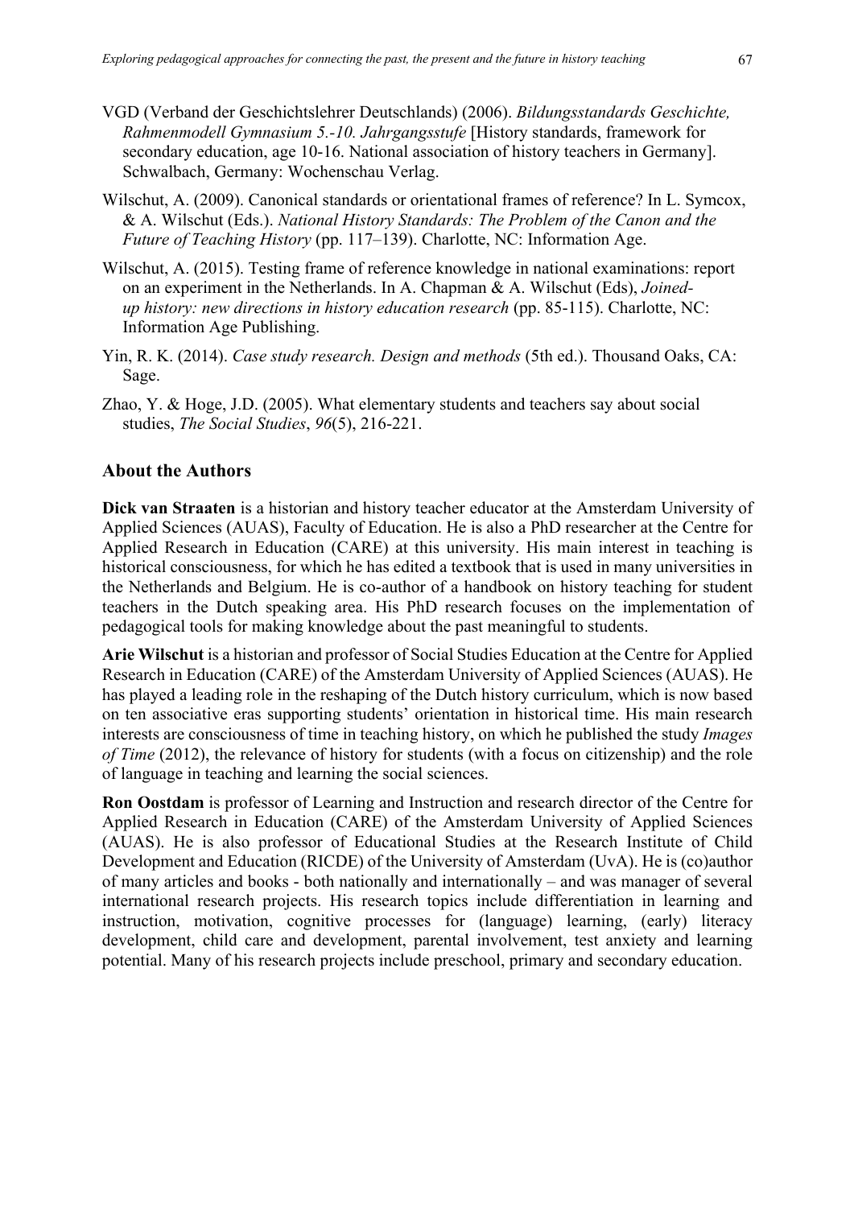VGD (Verband der Geschichtslehrer Deutschlands) (2006). *Bildungsstandards Geschichte, Rahmenmodell Gymnasium 5.-10. Jahrgangsstufe* [History standards, framework for secondary education, age 10-16. National association of history teachers in Germany]. Schwalbach, Germany: Wochenschau Verlag.

Wilschut, A. (2009). Canonical standards or orientational frames of reference? In L. Symcox, & A. Wilschut (Eds.). *National History Standards: The Problem of the Canon and the Future of Teaching History* (pp. 117–139). Charlotte, NC: Information Age.

Wilschut, A. (2015). Testing frame of reference knowledge in national examinations: report on an experiment in the Netherlands. In A. Chapman & A. Wilschut (Eds), *Joined-up history: new directions in history education research* (pp. 85-115). Charlotte, NC: Information Age Publishing.

Yin, R. K. (2014). *Case study research. Design and methods* (5th ed.). Thousand Oaks, CA: Sage.

Zhao, Y. & Hoge, J.D. (2005). What elementary students and teachers say about social studies, *The Social Studies*, *96*(5), 216-221.

## About the Authors

**Dick van Straaten** is a historian and history teacher educator at the Amsterdam University of Applied Sciences (AUAS), Faculty of Education. He is also a PhD researcher at the Centre for Applied Research in Education (CARE) at this university. His main interest in teaching is historical consciousness, for which he has edited a textbook that is used in many universities in the Netherlands and Belgium. He is co-author of a handbook on history teaching for student teachers in the Dutch speaking area. His PhD research focuses on the implementation of pedagogical tools for making knowledge about the past meaningful to students.

**Arie Wilschut** is a historian and professor of Social Studies Education at the Centre for Applied Research in Education (CARE) of the Amsterdam University of Applied Sciences (AUAS). He has played a leading role in the reshaping of the Dutch history curriculum, which is now based on ten associative eras supporting students' orientation in historical time. His main research interests are consciousness of time in teaching history, on which he published the study *Images of Time* (2012), the relevance of history for students (with a focus on citizenship) and the role of language in teaching and learning the social sciences.

**Ron Oostdam** is professor of Learning and Instruction and research director of the Centre for Applied Research in Education (CARE) of the Amsterdam University of Applied Sciences (AUAS). He is also professor of Educational Studies at the Research Institute of Child Development and Education (RICDE) of the University of Amsterdam (UvA). He is (co)author of many articles and books - both nationally and internationally – and was manager of several international research projects. His research topics include differentiation in learning and instruction, motivation, cognitive processes for (language) learning, (early) literacy development, child care and development, parental involvement, test anxiety and learning potential. Many of his research projects include preschool, primary and secondary education.